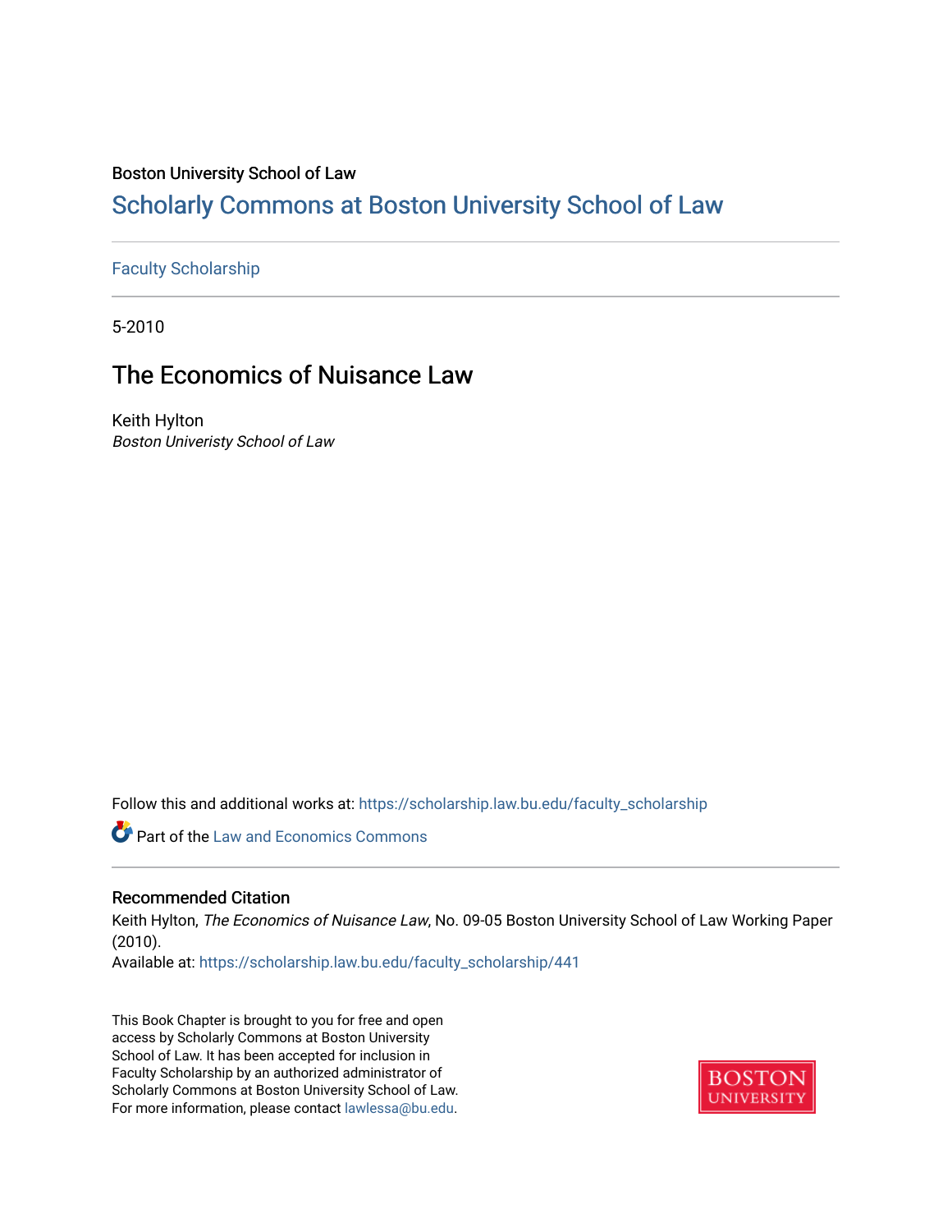Boston University School of Law

# Scholarly Commons at Boston University School of Law

Faculty Scholarship

5-2010

## The Economics of Nuisance Law

Keith Hylton

*Boston Univeristy School of Law*

Follow this and additional works at: https://scholarship.law.bu.edu/faculty_scholarship

Part of the Law and Economics Commons

### Recommended Citation

Keith Hylton, *The Economics of Nuisance Law*, No. 09-05 Boston University School of Law Working Paper (2010).

Available at: https://scholarship.law.bu.edu/faculty_scholarship/441

This Book Chapter is brought to you for free and open access by Scholarly Commons at Boston University School of Law. It has been accepted for inclusion in Faculty Scholarship by an authorized administrator of Scholarly Commons at Boston University School of Law. For more information, please contact lawlessa@bu.edu.

BOSTON UNIVERSITY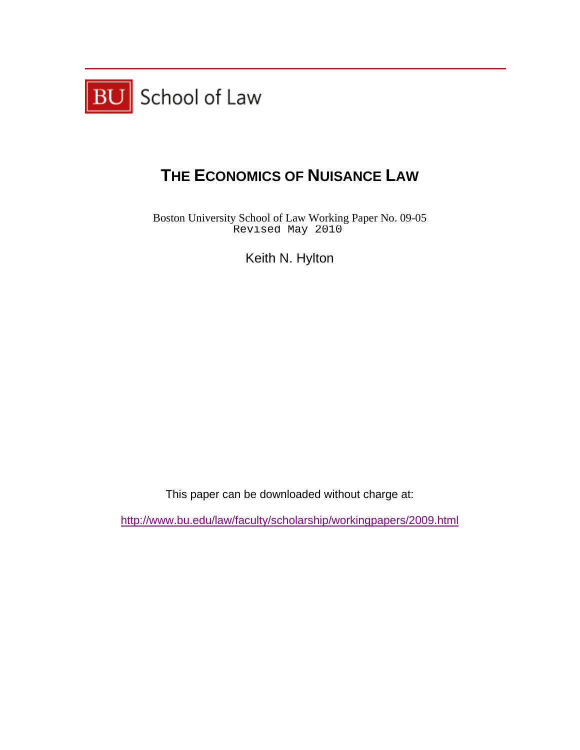BU School of Law

# THE ECONOMICS OF NUISANCE LAW

Boston University School of Law Working Paper No. 09-05
Revised May 2010

Keith N. Hylton

This paper can be downloaded without charge at:

http://www.bu.edu/law/faculty/scholarship/workingpapers/2009.html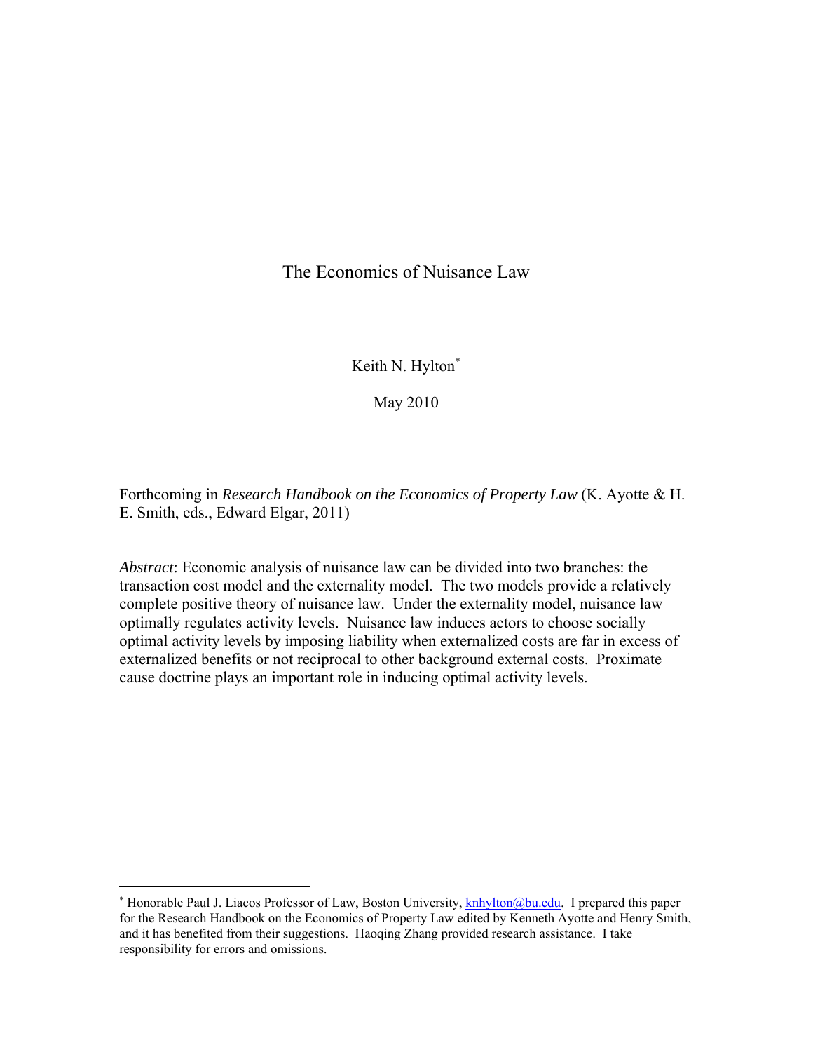# The Economics of Nuisance Law

Keith N. Hylton[*]

May 2010

Forthcoming in *Research Handbook on the Economics of Property Law* (K. Ayotte & H. E. Smith, eds., Edward Elgar, 2011)

*Abstract*: Economic analysis of nuisance law can be divided into two branches: the transaction cost model and the externality model. The two models provide a relatively complete positive theory of nuisance law. Under the externality model, nuisance law optimally regulates activity levels. Nuisance law induces actors to choose socially optimal activity levels by imposing liability when externalized costs are far in excess of externalized benefits or not reciprocal to other background external costs. Proximate cause doctrine plays an important role in inducing optimal activity levels.

---

[*] Honorable Paul J. Liacos Professor of Law, Boston University, knhylton@bu.edu. I prepared this paper for the Research Handbook on the Economics of Property Law edited by Kenneth Ayotte and Henry Smith, and it has benefited from their suggestions. Haoqing Zhang provided research assistance. I take responsibility for errors and omissions.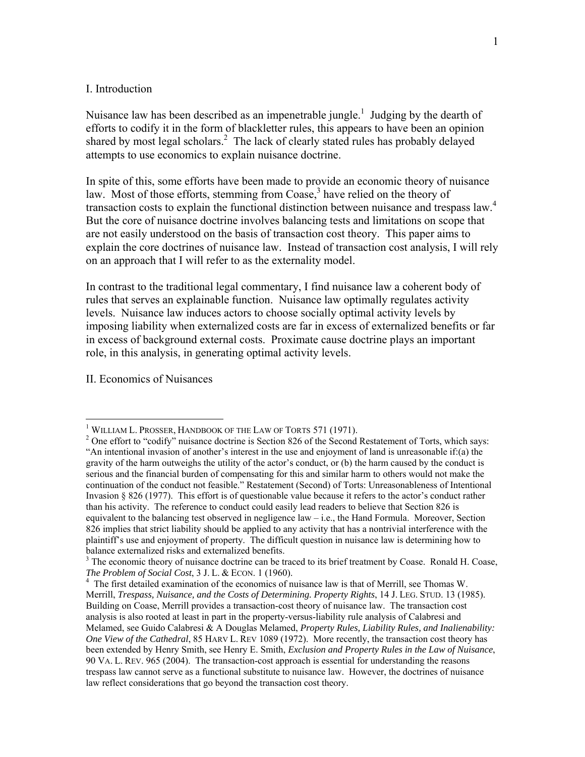## I. Introduction

Nuisance law has been described as an impenetrable jungle.[1] Judging by the dearth of efforts to codify it in the form of blackletter rules, this appears to have been an opinion shared by most legal scholars.[2] The lack of clearly stated rules has probably delayed attempts to use economics to explain nuisance doctrine.

In spite of this, some efforts have been made to provide an economic theory of nuisance law. Most of those efforts, stemming from Coase,[3] have relied on the theory of transaction costs to explain the functional distinction between nuisance and trespass law.[4] But the core of nuisance doctrine involves balancing tests and limitations on scope that are not easily understood on the basis of transaction cost theory. This paper aims to explain the core doctrines of nuisance law. Instead of transaction cost analysis, I will rely on an approach that I will refer to as the externality model.

In contrast to the traditional legal commentary, I find nuisance law a coherent body of rules that serves an explainable function. Nuisance law optimally regulates activity levels. Nuisance law induces actors to choose socially optimal activity levels by imposing liability when externalized costs are far in excess of externalized benefits or far in excess of background external costs. Proximate cause doctrine plays an important role, in this analysis, in generating optimal activity levels.

## II. Economics of Nuisances

---

[1] WILLIAM L. PROSSER, HANDBOOK OF THE LAW OF TORTS 571 (1971).

[2] One effort to "codify" nuisance doctrine is Section 826 of the Second Restatement of Torts, which says: "An intentional invasion of another's interest in the use and enjoyment of land is unreasonable if:(a) the gravity of the harm outweighs the utility of the actor's conduct, or (b) the harm caused by the conduct is serious and the financial burden of compensating for this and similar harm to others would not make the continuation of the conduct not feasible." Restatement (Second) of Torts: Unreasonableness of Intentional Invasion § 826 (1977). This effort is of questionable value because it refers to the actor's conduct rather than his activity. The reference to conduct could easily lead readers to believe that Section 826 is equivalent to the balancing test observed in negligence law – i.e., the Hand Formula. Moreover, Section 826 implies that strict liability should be applied to any activity that has a nontrivial interference with the plaintiff's use and enjoyment of property. The difficult question in nuisance law is determining how to balance externalized risks and externalized benefits.

[3] The economic theory of nuisance doctrine can be traced to its brief treatment by Coase. Ronald H. Coase, *The Problem of Social Cost*, 3 J. L. & ECON. 1 (1960).

[4] The first detailed examination of the economics of nuisance law is that of Merrill, see Thomas W. Merrill, *Trespass, Nuisance, and the Costs of Determining. Property Rights*, 14 J. LEG. STUD. 13 (1985). Building on Coase, Merrill provides a transaction-cost theory of nuisance law. The transaction cost analysis is also rooted at least in part in the property-versus-liability rule analysis of Calabresi and Melamed, see Guido Calabresi & A Douglas Melamed, *Property Rules, Liability Rules, and Inalienability: One View of the Cathedral*, 85 HARV L. REV 1089 (1972). More recently, the transaction cost theory has been extended by Henry Smith, see Henry E. Smith, *Exclusion and Property Rules in the Law of Nuisance*, 90 VA. L. REV. 965 (2004). The transaction-cost approach is essential for understanding the reasons trespass law cannot serve as a functional substitute to nuisance law. However, the doctrines of nuisance law reflect considerations that go beyond the transaction cost theory.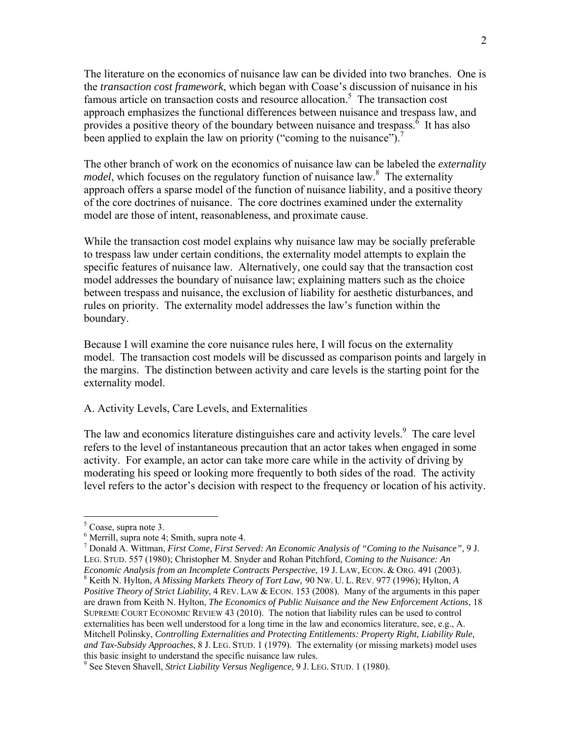The literature on the economics of nuisance law can be divided into two branches. One is the *transaction cost framework*, which began with Coase's discussion of nuisance in his famous article on transaction costs and resource allocation.[5] The transaction cost approach emphasizes the functional differences between nuisance and trespass law, and provides a positive theory of the boundary between nuisance and trespass.[6] It has also been applied to explain the law on priority ("coming to the nuisance").[7]

The other branch of work on the economics of nuisance law can be labeled the *externality model*, which focuses on the regulatory function of nuisance law.[8] The externality approach offers a sparse model of the function of nuisance liability, and a positive theory of the core doctrines of nuisance. The core doctrines examined under the externality model are those of intent, reasonableness, and proximate cause.

While the transaction cost model explains why nuisance law may be socially preferable to trespass law under certain conditions, the externality model attempts to explain the specific features of nuisance law. Alternatively, one could say that the transaction cost model addresses the boundary of nuisance law; explaining matters such as the choice between trespass and nuisance, the exclusion of liability for aesthetic disturbances, and rules on priority. The externality model addresses the law's function within the boundary.

Because I will examine the core nuisance rules here, I will focus on the externality model. The transaction cost models will be discussed as comparison points and largely in the margins. The distinction between activity and care levels is the starting point for the externality model.

## A. Activity Levels, Care Levels, and Externalities

The law and economics literature distinguishes care and activity levels.[9] The care level refers to the level of instantaneous precaution that an actor takes when engaged in some activity. For example, an actor can take more care while in the activity of driving by moderating his speed or looking more frequently to both sides of the road. The activity level refers to the actor's decision with respect to the frequency or location of his activity.

---

[5] Coase, supra note 3.

[6] Merrill, supra note 4; Smith, supra note 4.

[7] Donald A. Wittman, *First Come, First Served: An Economic Analysis of "Coming to the Nuisance"*, 9 J. LEG. STUD. 557 (1980); Christopher M. Snyder and Rohan Pitchford, *Coming to the Nuisance: An Economic Analysis from an Incomplete Contracts Perspective*, 19 J. LAW, ECON. & ORG. 491 (2003).

[8] Keith N. Hylton, *A Missing Markets Theory of Tort Law*, 90 NW. U. L. REV. 977 (1996); Hylton, *A Positive Theory of Strict Liability*, 4 REV. LAW & ECON. 153 (2008). Many of the arguments in this paper are drawn from Keith N. Hylton, *The Economics of Public Nuisance and the New Enforcement Actions*, 18 SUPREME COURT ECONOMIC REVIEW 43 (2010). The notion that liability rules can be used to control externalities has been well understood for a long time in the law and economics literature, see, e.g., A. Mitchell Polinsky, *Controlling Externalities and Protecting Entitlements: Property Right, Liability Rule, and Tax-Subsidy Approaches*, 8 J. LEG. STUD. 1 (1979). The externality (or missing markets) model uses this basic insight to understand the specific nuisance law rules.

[9] See Steven Shavell, *Strict Liability Versus Negligence*, 9 J. LEG. STUD. 1 (1980).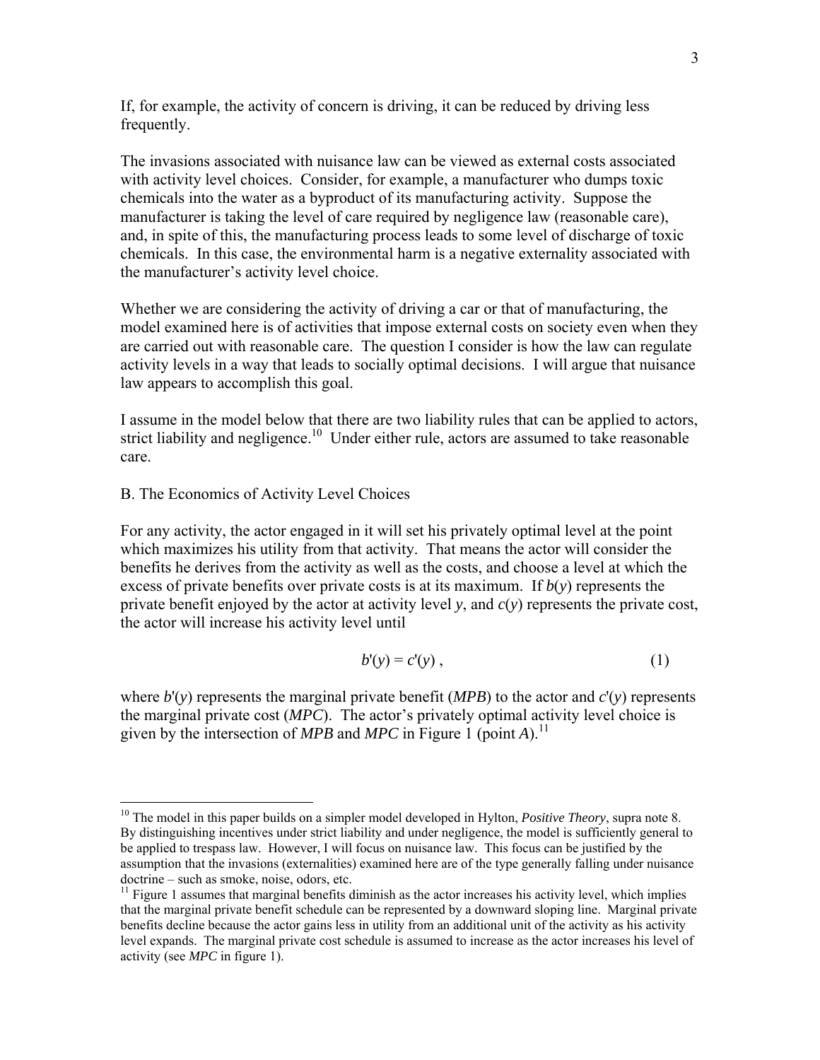If, for example, the activity of concern is driving, it can be reduced by driving less frequently.

The invasions associated with nuisance law can be viewed as external costs associated with activity level choices. Consider, for example, a manufacturer who dumps toxic chemicals into the water as a byproduct of its manufacturing activity. Suppose the manufacturer is taking the level of care required by negligence law (reasonable care), and, in spite of this, the manufacturing process leads to some level of discharge of toxic chemicals. In this case, the environmental harm is a negative externality associated with the manufacturer's activity level choice.

Whether we are considering the activity of driving a car or that of manufacturing, the model examined here is of activities that impose external costs on society even when they are carried out with reasonable care. The question I consider is how the law can regulate activity levels in a way that leads to socially optimal decisions. I will argue that nuisance law appears to accomplish this goal.

I assume in the model below that there are two liability rules that can be applied to actors, strict liability and negligence.[10] Under either rule, actors are assumed to take reasonable care.

B. The Economics of Activity Level Choices

For any activity, the actor engaged in it will set his privately optimal level at the point which maximizes his utility from that activity. That means the actor will consider the benefits he derives from the activity as well as the costs, and choose a level at which the excess of private benefits over private costs is at its maximum. If $b(y)$ represents the private benefit enjoyed by the actor at activity level $y$, and $c(y)$ represents the private cost, the actor will increase his activity level until

$$b'(y) = c'(y) \, , \tag{1}$$

where $b'(y)$ represents the marginal private benefit (*MPB*) to the actor and $c'(y)$ represents the marginal private cost (*MPC*). The actor's privately optimal activity level choice is given by the intersection of *MPB* and *MPC* in Figure 1 (point *A*).[11]

---

[10] The model in this paper builds on a simpler model developed in Hylton, *Positive Theory*, supra note 8. By distinguishing incentives under strict liability and under negligence, the model is sufficiently general to be applied to trespass law. However, I will focus on nuisance law. This focus can be justified by the assumption that the invasions (externalities) examined here are of the type generally falling under nuisance doctrine – such as smoke, noise, odors, etc.

[11] Figure 1 assumes that marginal benefits diminish as the actor increases his activity level, which implies that the marginal private benefit schedule can be represented by a downward sloping line. Marginal private benefits decline because the actor gains less in utility from an additional unit of the activity as his activity level expands. The marginal private cost schedule is assumed to increase as the actor increases his level of activity (see *MPC* in figure 1).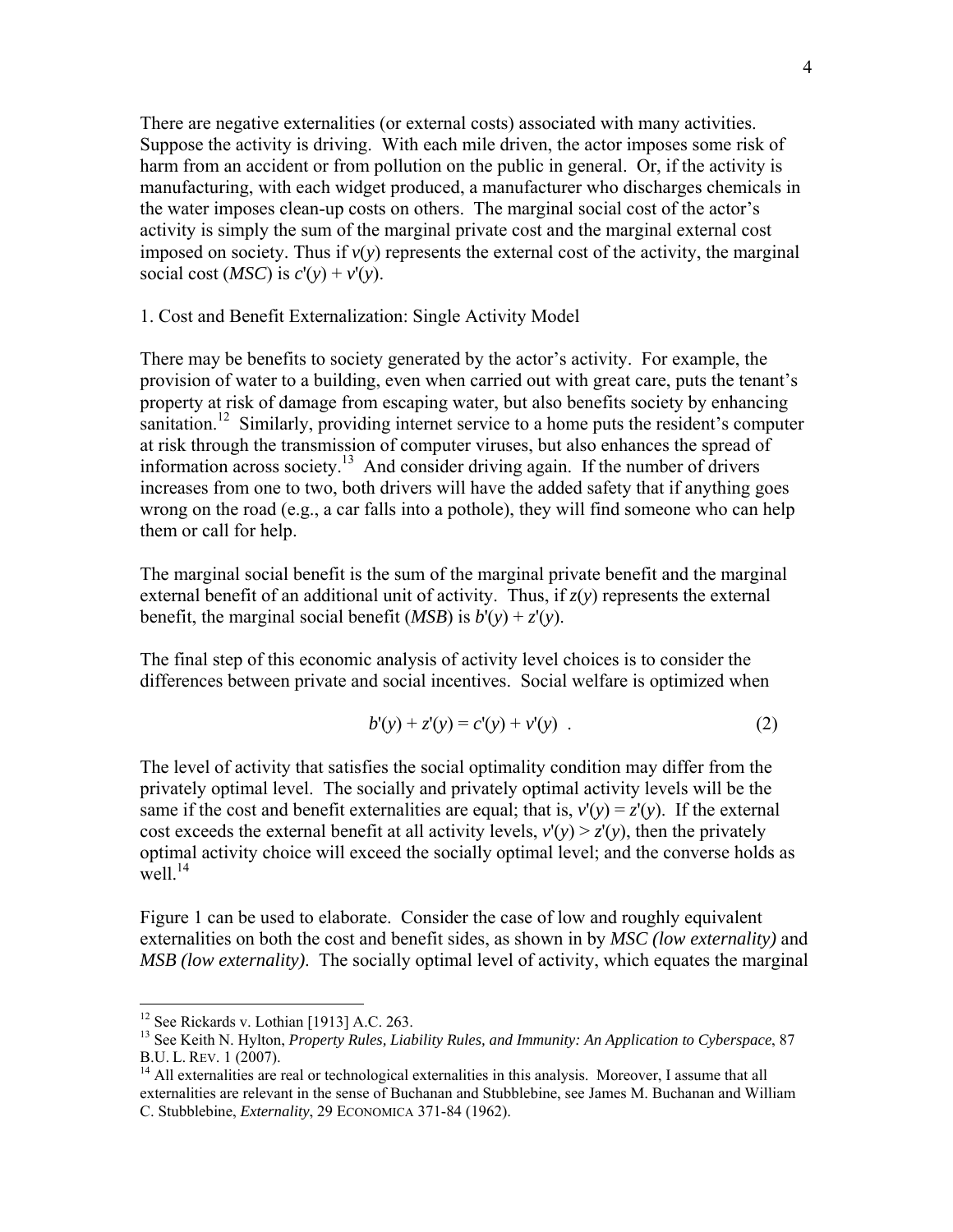There are negative externalities (or external costs) associated with many activities. Suppose the activity is driving. With each mile driven, the actor imposes some risk of harm from an accident or from pollution on the public in general. Or, if the activity is manufacturing, with each widget produced, a manufacturer who discharges chemicals in the water imposes clean-up costs on others. The marginal social cost of the actor's activity is simply the sum of the marginal private cost and the marginal external cost imposed on society. Thus if $v(y)$ represents the external cost of the activity, the marginal social cost (*MSC*) is $c'(y) + v'(y)$.

1. Cost and Benefit Externalization: Single Activity Model

There may be benefits to society generated by the actor's activity. For example, the provision of water to a building, even when carried out with great care, puts the tenant's property at risk of damage from escaping water, but also benefits society by enhancing sanitation.[12] Similarly, providing internet service to a home puts the resident's computer at risk through the transmission of computer viruses, but also enhances the spread of information across society.[13] And consider driving again. If the number of drivers increases from one to two, both drivers will have the added safety that if anything goes wrong on the road (e.g., a car falls into a pothole), they will find someone who can help them or call for help.

The marginal social benefit is the sum of the marginal private benefit and the marginal external benefit of an additional unit of activity. Thus, if $z(y)$ represents the external benefit, the marginal social benefit (*MSB*) is $b'(y) + z'(y)$.

The final step of this economic analysis of activity level choices is to consider the differences between private and social incentives. Social welfare is optimized when

$$b'(y) + z'(y) = c'(y) + v'(y) \quad . \tag{2}$$

The level of activity that satisfies the social optimality condition may differ from the privately optimal level. The socially and privately optimal activity levels will be the same if the cost and benefit externalities are equal; that is, $v'(y) = z'(y)$. If the external cost exceeds the external benefit at all activity levels, $v'(y) > z'(y)$, then the privately optimal activity choice will exceed the socially optimal level; and the converse holds as well.[14]

Figure 1 can be used to elaborate. Consider the case of low and roughly equivalent externalities on both the cost and benefit sides, as shown in by *MSC (low externality)* and *MSB (low externality)*. The socially optimal level of activity, which equates the marginal

[12] See Rickards v. Lothian [1913] A.C. 263.

[13] See Keith N. Hylton, *Property Rules, Liability Rules, and Immunity: An Application to Cyberspace*, 87 B.U. L. REV. 1 (2007).

[14] All externalities are real or technological externalities in this analysis. Moreover, I assume that all externalities are relevant in the sense of Buchanan and Stubblebine, see James M. Buchanan and William C. Stubblebine, *Externality*, 29 ECONOMICA 371-84 (1962).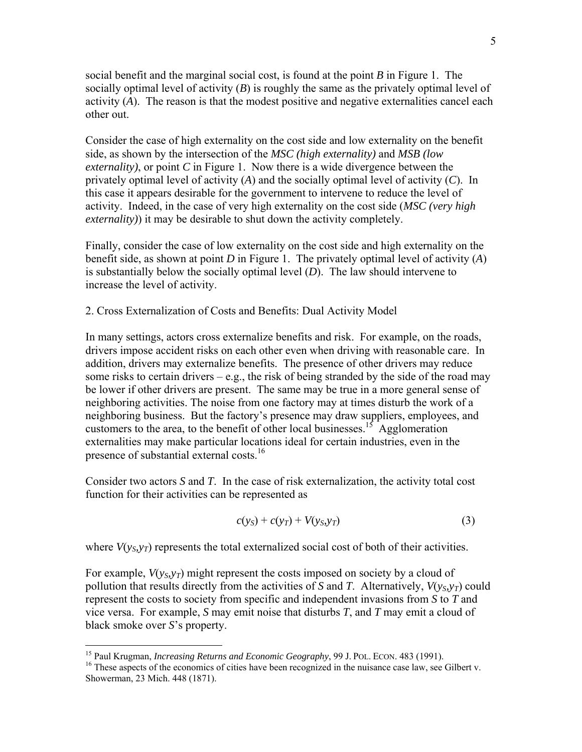social benefit and the marginal social cost, is found at the point *B* in Figure 1. The socially optimal level of activity (*B*) is roughly the same as the privately optimal level of activity (*A*). The reason is that the modest positive and negative externalities cancel each other out.

Consider the case of high externality on the cost side and low externality on the benefit side, as shown by the intersection of the *MSC (high externality)* and *MSB (low externality)*, or point *C* in Figure 1. Now there is a wide divergence between the privately optimal level of activity (*A*) and the socially optimal level of activity (*C*). In this case it appears desirable for the government to intervene to reduce the level of activity. Indeed, in the case of very high externality on the cost side (*MSC (very high externality)*) it may be desirable to shut down the activity completely.

Finally, consider the case of low externality on the cost side and high externality on the benefit side, as shown at point *D* in Figure 1. The privately optimal level of activity (*A*) is substantially below the socially optimal level (*D*). The law should intervene to increase the level of activity.

## 2. Cross Externalization of Costs and Benefits: Dual Activity Model

In many settings, actors cross externalize benefits and risk. For example, on the roads, drivers impose accident risks on each other even when driving with reasonable care. In addition, drivers may externalize benefits. The presence of other drivers may reduce some risks to certain drivers – e.g., the risk of being stranded by the side of the road may be lower if other drivers are present. The same may be true in a more general sense of neighboring activities. The noise from one factory may at times disturb the work of a neighboring business. But the factory's presence may draw suppliers, employees, and customers to the area, to the benefit of other local businesses.[15] Agglomeration externalities may make particular locations ideal for certain industries, even in the presence of substantial external costs.[16]

Consider two actors *S* and *T*. In the case of risk externalization, the activity total cost function for their activities can be represented as

$$c(y_S) + c(y_T) + V(y_S, y_T) \qquad (3)$$

where $V(y_S, y_T)$ represents the total externalized social cost of both of their activities.

For example, $V(y_S, y_T)$ might represent the costs imposed on society by a cloud of pollution that results directly from the activities of *S* and *T*. Alternatively, $V(y_S, y_T)$ could represent the costs to society from specific and independent invasions from *S* to *T* and vice versa. For example, *S* may emit noise that disturbs *T*, and *T* may emit a cloud of black smoke over *S*'s property.

---

[15] Paul Krugman, *Increasing Returns and Economic Geography*, 99 J. POL. ECON. 483 (1991).

[16] These aspects of the economics of cities have been recognized in the nuisance case law, see Gilbert v. Showerman, 23 Mich. 448 (1871).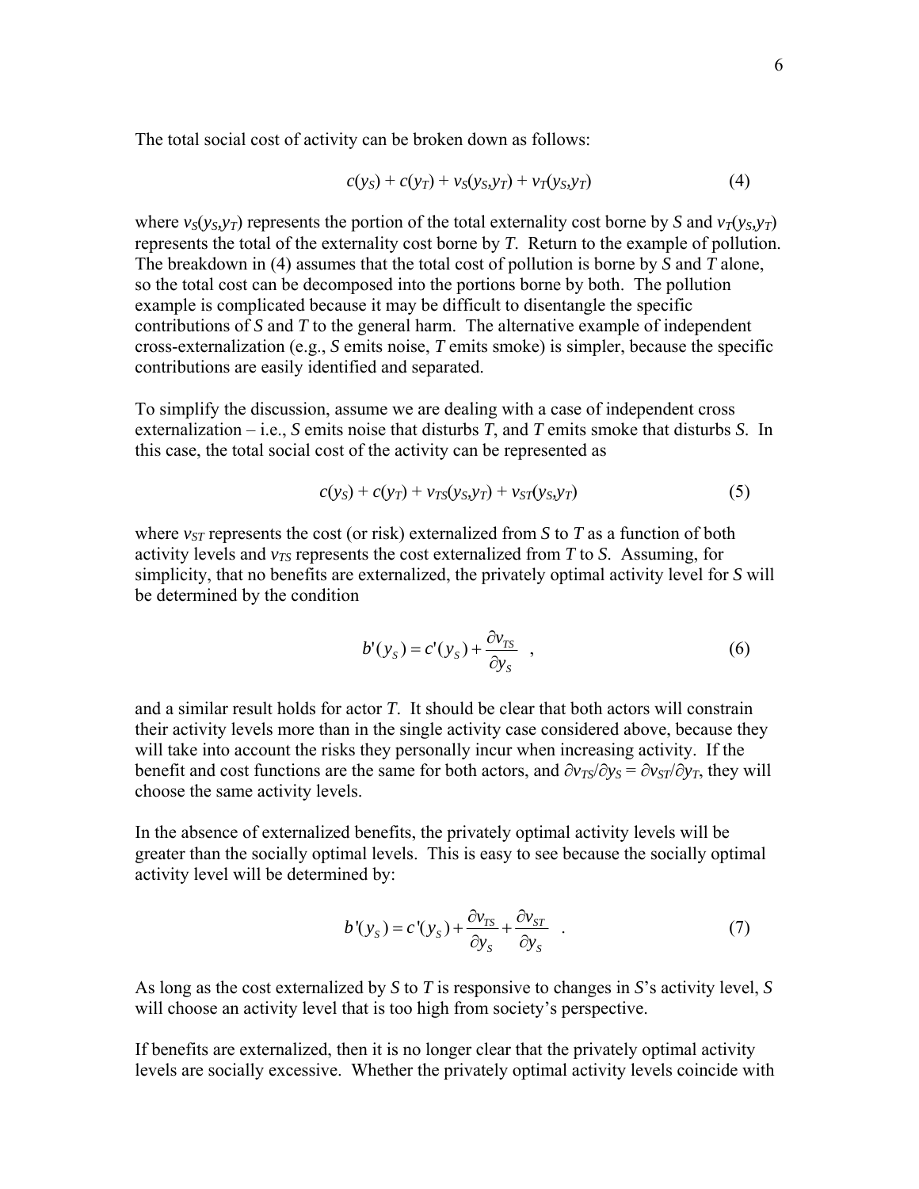The total social cost of activity can be broken down as follows:

$$c(y_S) + c(y_T) + v_S(y_S,y_T) + v_T(y_S,y_T) \tag{4}$$

where $v_S(y_S,y_T)$ represents the portion of the total externality cost borne by *S* and $v_T(y_S,y_T)$ represents the total of the externality cost borne by *T*. Return to the example of pollution. The breakdown in (4) assumes that the total cost of pollution is borne by *S* and *T* alone, so the total cost can be decomposed into the portions borne by both. The pollution example is complicated because it may be difficult to disentangle the specific contributions of *S* and *T* to the general harm. The alternative example of independent cross-externalization (e.g., *S* emits noise, *T* emits smoke) is simpler, because the specific contributions are easily identified and separated.

To simplify the discussion, assume we are dealing with a case of independent cross externalization – i.e., *S* emits noise that disturbs *T*, and *T* emits smoke that disturbs *S*. In this case, the total social cost of the activity can be represented as

$$c(y_S) + c(y_T) + v_{TS}(y_S,y_T) + v_{ST}(y_S,y_T) \tag{5}$$

where $v_{ST}$ represents the cost (or risk) externalized from *S* to *T* as a function of both activity levels and $v_{TS}$ represents the cost externalized from *T* to *S*. Assuming, for simplicity, that no benefits are externalized, the privately optimal activity level for *S* will be determined by the condition

$$b'(y_S) = c'(y_S) + \frac{\partial v_{TS}}{\partial y_S} \quad , \tag{6}$$

and a similar result holds for actor *T*. It should be clear that both actors will constrain their activity levels more than in the single activity case considered above, because they will take into account the risks they personally incur when increasing activity. If the benefit and cost functions are the same for both actors, and $\partial v_{TS}/\partial y_S = \partial v_{ST}/\partial y_T$, they will choose the same activity levels.

In the absence of externalized benefits, the privately optimal activity levels will be greater than the socially optimal levels. This is easy to see because the socially optimal activity level will be determined by:

$$b'(y_S) = c'(y_S) + \frac{\partial v_{TS}}{\partial y_S} + \frac{\partial v_{ST}}{\partial y_S} \quad . \tag{7}$$

As long as the cost externalized by *S* to *T* is responsive to changes in *S*'s activity level, *S* will choose an activity level that is too high from society's perspective.

If benefits are externalized, then it is no longer clear that the privately optimal activity levels are socially excessive. Whether the privately optimal activity levels coincide with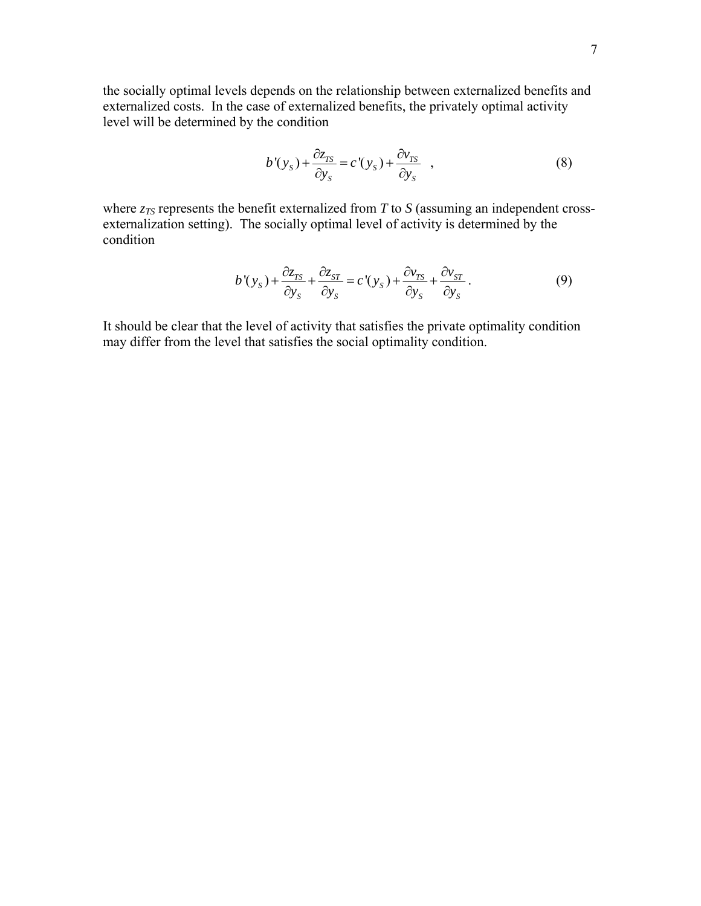the socially optimal levels depends on the relationship between externalized benefits and externalized costs. In the case of externalized benefits, the privately optimal activity level will be determined by the condition

$$b'(y_S) + \frac{\partial z_{TS}}{\partial y_S} = c'(y_S) + \frac{\partial v_{TS}}{\partial y_S} \quad , \tag{8}$$

where $z_{TS}$ represents the benefit externalized from $T$ to $S$ (assuming an independent cross-externalization setting). The socially optimal level of activity is determined by the condition

$$b'(y_S) + \frac{\partial z_{TS}}{\partial y_S} + \frac{\partial z_{ST}}{\partial y_S} = c'(y_S) + \frac{\partial v_{TS}}{\partial y_S} + \frac{\partial v_{ST}}{\partial y_S} . \tag{9}$$

It should be clear that the level of activity that satisfies the private optimality condition may differ from the level that satisfies the social optimality condition.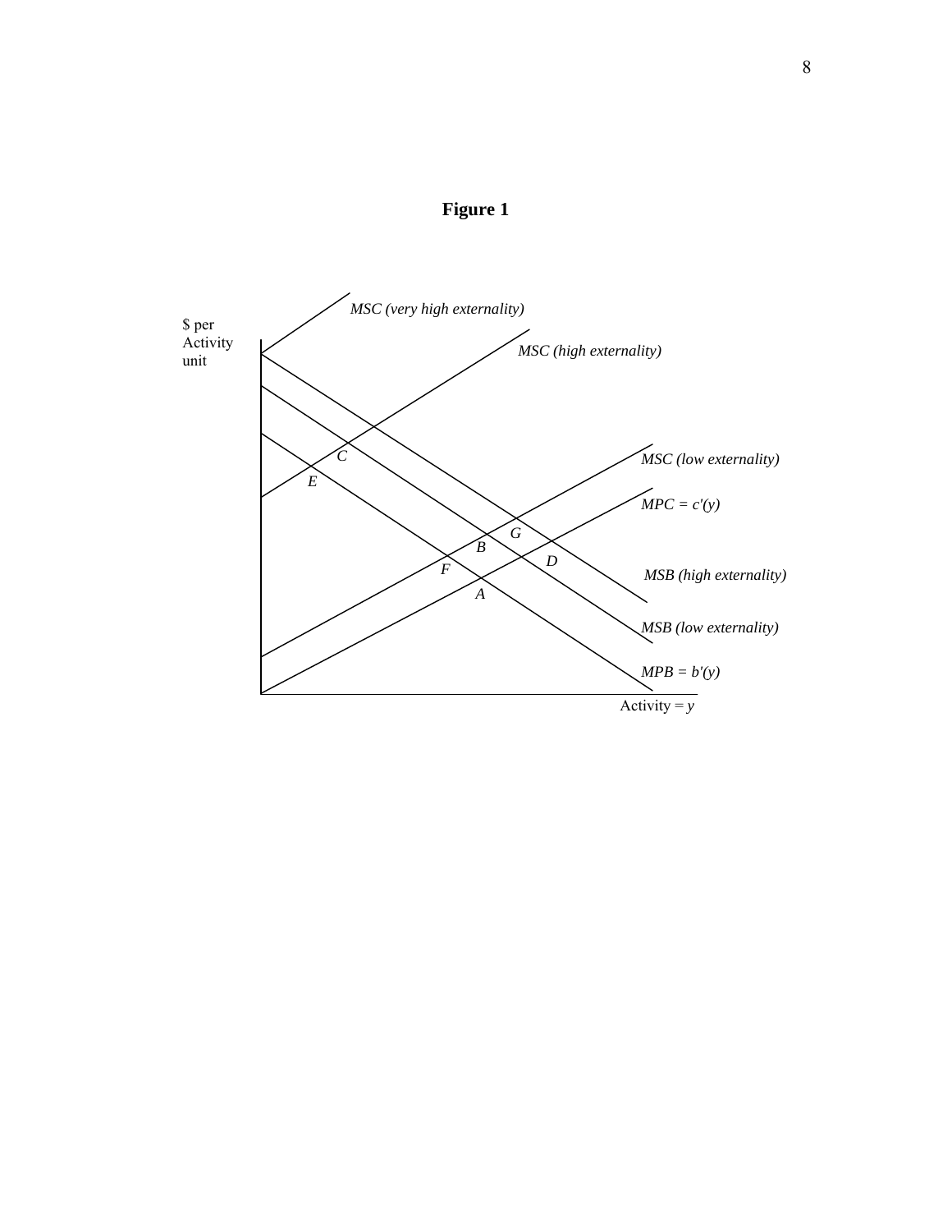**Figure 1**

$ per Activity unit

MSC (very high externality)

MSC (high externality)

MSC (low externality)

MPC = c'(y)

MSB (high externality)

MSB (low externality)

MPB = b'(y)

Activity = y

C

E

G

B

D

F

A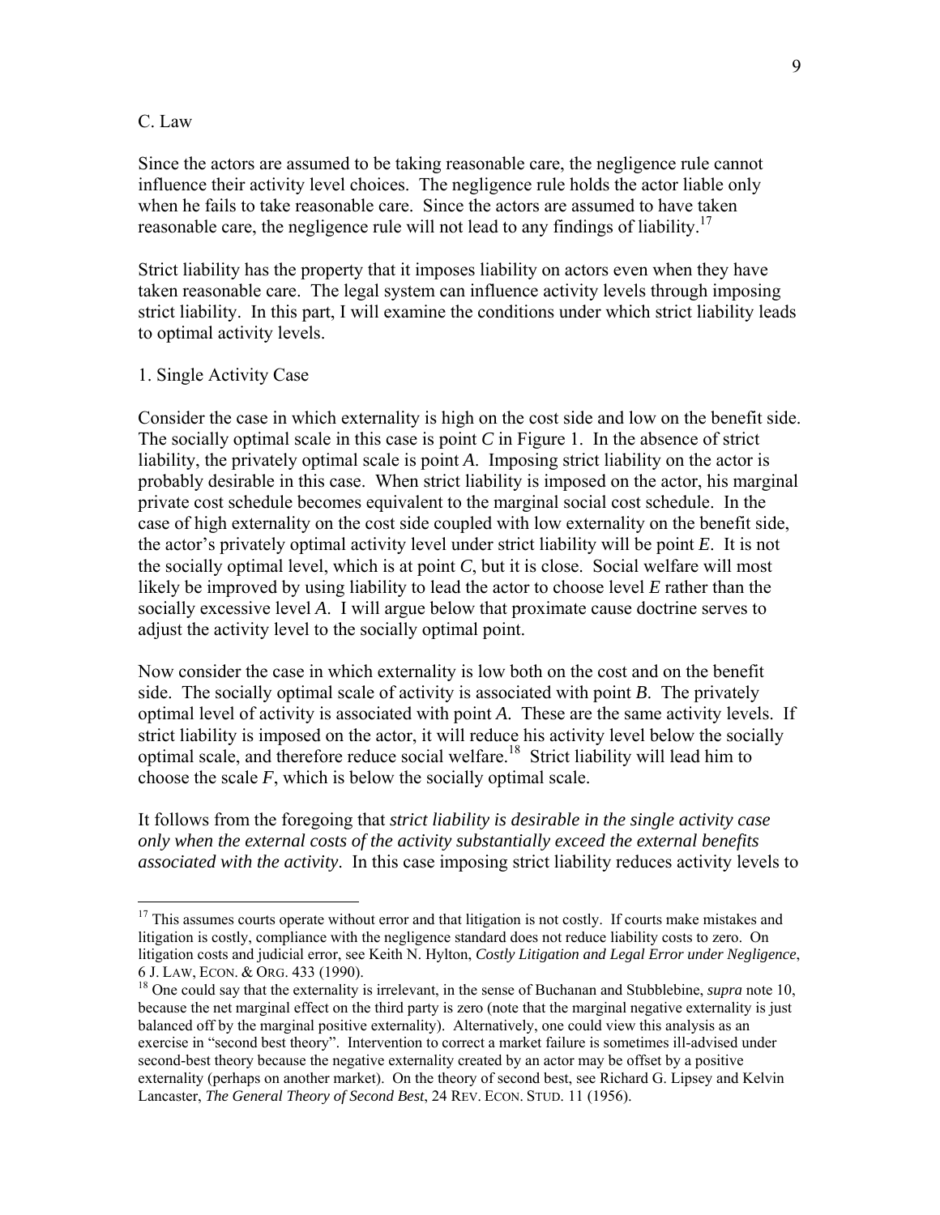C. Law

Since the actors are assumed to be taking reasonable care, the negligence rule cannot influence their activity level choices. The negligence rule holds the actor liable only when he fails to take reasonable care. Since the actors are assumed to have taken reasonable care, the negligence rule will not lead to any findings of liability.[17]

Strict liability has the property that it imposes liability on actors even when they have taken reasonable care. The legal system can influence activity levels through imposing strict liability. In this part, I will examine the conditions under which strict liability leads to optimal activity levels.

1. Single Activity Case

Consider the case in which externality is high on the cost side and low on the benefit side. The socially optimal scale in this case is point *C* in Figure 1. In the absence of strict liability, the privately optimal scale is point *A*. Imposing strict liability on the actor is probably desirable in this case. When strict liability is imposed on the actor, his marginal private cost schedule becomes equivalent to the marginal social cost schedule. In the case of high externality on the cost side coupled with low externality on the benefit side, the actor's privately optimal activity level under strict liability will be point *E*. It is not the socially optimal level, which is at point *C*, but it is close. Social welfare will most likely be improved by using liability to lead the actor to choose level *E* rather than the socially excessive level *A*. I will argue below that proximate cause doctrine serves to adjust the activity level to the socially optimal point.

Now consider the case in which externality is low both on the cost and on the benefit side. The socially optimal scale of activity is associated with point *B*. The privately optimal level of activity is associated with point *A*. These are the same activity levels. If strict liability is imposed on the actor, it will reduce his activity level below the socially optimal scale, and therefore reduce social welfare.[18] Strict liability will lead him to choose the scale *F*, which is below the socially optimal scale.

It follows from the foregoing that *strict liability is desirable in the single activity case only when the external costs of the activity substantially exceed the external benefits associated with the activity*. In this case imposing strict liability reduces activity levels to

---

[17] This assumes courts operate without error and that litigation is not costly. If courts make mistakes and litigation is costly, compliance with the negligence standard does not reduce liability costs to zero. On litigation costs and judicial error, see Keith N. Hylton, *Costly Litigation and Legal Error under Negligence*, 6 J. LAW, ECON. & ORG. 433 (1990).

[18] One could say that the externality is irrelevant, in the sense of Buchanan and Stubblebine, *supra* note 10, because the net marginal effect on the third party is zero (note that the marginal negative externality is just balanced off by the marginal positive externality). Alternatively, one could view this analysis as an exercise in "second best theory". Intervention to correct a market failure is sometimes ill-advised under second-best theory because the negative externality created by an actor may be offset by a positive externality (perhaps on another market). On the theory of second best, see Richard G. Lipsey and Kelvin Lancaster, *The General Theory of Second Best*, 24 REV. ECON. STUD. 11 (1956).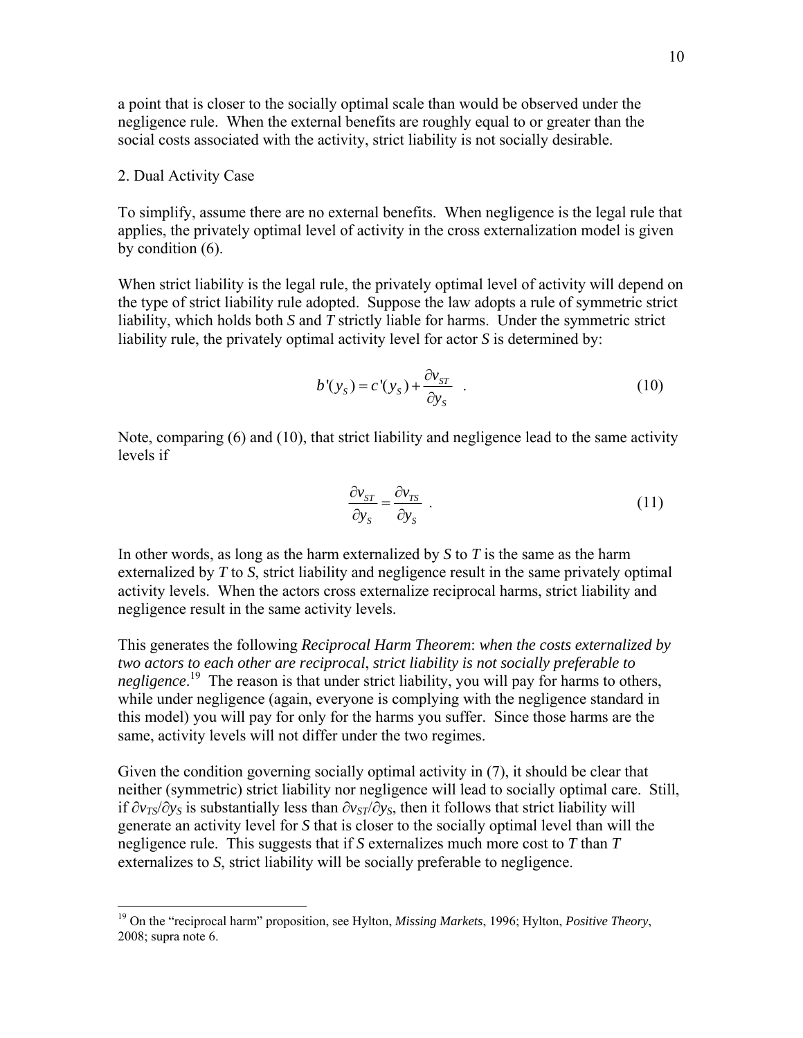a point that is closer to the socially optimal scale than would be observed under the negligence rule. When the external benefits are roughly equal to or greater than the social costs associated with the activity, strict liability is not socially desirable.

2. Dual Activity Case

To simplify, assume there are no external benefits. When negligence is the legal rule that applies, the privately optimal level of activity in the cross externalization model is given by condition (6).

When strict liability is the legal rule, the privately optimal level of activity will depend on the type of strict liability rule adopted. Suppose the law adopts a rule of symmetric strict liability, which holds both *S* and *T* strictly liable for harms. Under the symmetric strict liability rule, the privately optimal activity level for actor *S* is determined by:

$$b'(y_S) = c'(y_S) + \frac{\partial v_{ST}}{\partial y_S} \quad . \tag{10}$$

Note, comparing (6) and (10), that strict liability and negligence lead to the same activity levels if

$$\frac{\partial v_{ST}}{\partial y_S} = \frac{\partial v_{TS}}{\partial y_S} \quad . \tag{11}$$

In other words, as long as the harm externalized by *S* to *T* is the same as the harm externalized by *T* to *S*, strict liability and negligence result in the same privately optimal activity levels. When the actors cross externalize reciprocal harms, strict liability and negligence result in the same activity levels.

This generates the following *Reciprocal Harm Theorem*: *when the costs externalized by two actors to each other are reciprocal, strict liability is not socially preferable to negligence*.[19] The reason is that under strict liability, you will pay for harms to others, while under negligence (again, everyone is complying with the negligence standard in this model) you will pay for only for the harms you suffer. Since those harms are the same, activity levels will not differ under the two regimes.

Given the condition governing socially optimal activity in (7), it should be clear that neither (symmetric) strict liability nor negligence will lead to socially optimal care. Still, if $\partial v_{TS}/\partial y_S$ is substantially less than $\partial v_{ST}/\partial y_S$, then it follows that strict liability will generate an activity level for *S* that is closer to the socially optimal level than will the negligence rule. This suggests that if *S* externalizes much more cost to *T* than *T* externalizes to *S*, strict liability will be socially preferable to negligence.

---

[19] On the "reciprocal harm" proposition, see Hylton, *Missing Markets*, 1996; Hylton, *Positive Theory*, 2008; supra note 6.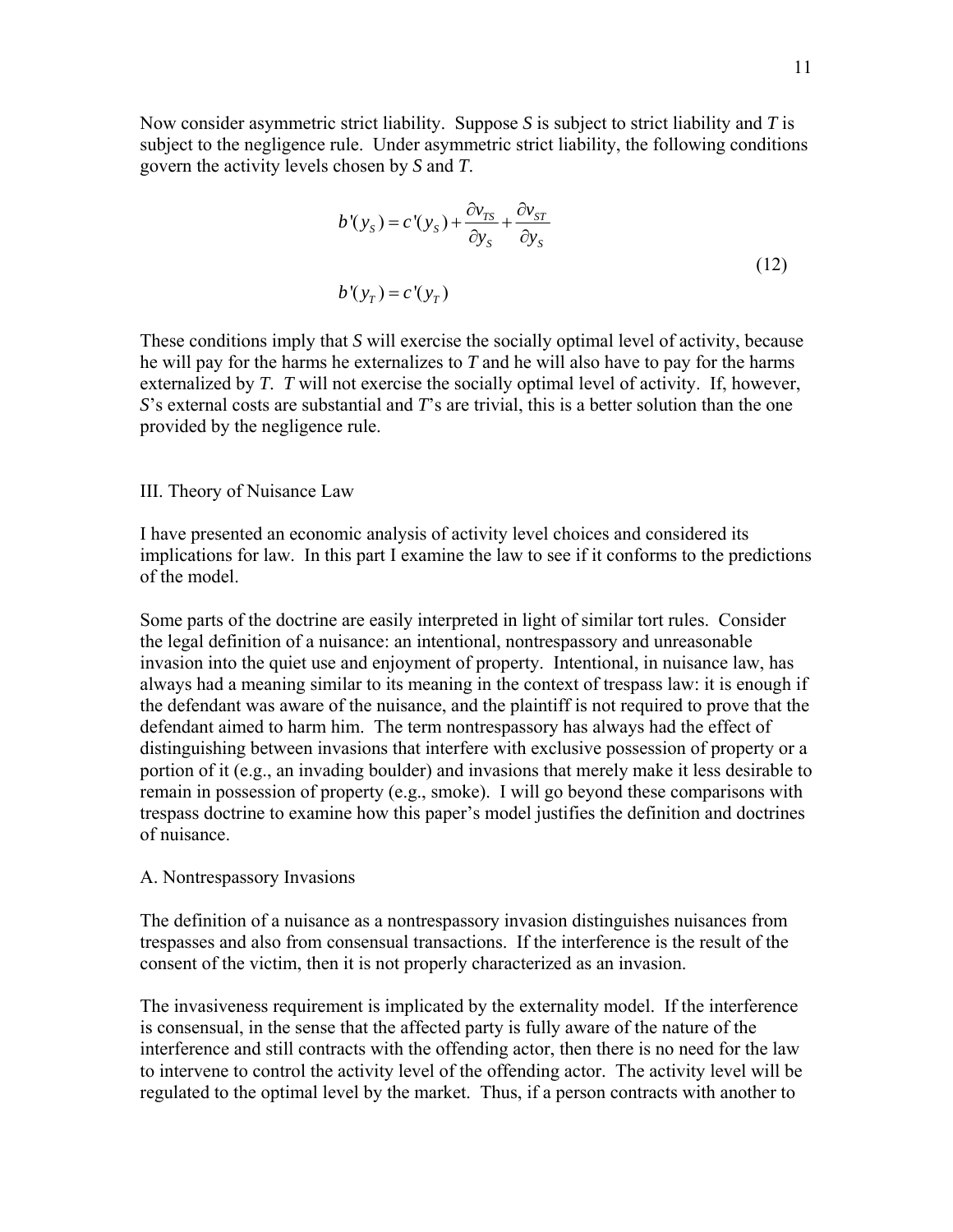Now consider asymmetric strict liability. Suppose *S* is subject to strict liability and *T* is subject to the negligence rule. Under asymmetric strict liability, the following conditions govern the activity levels chosen by *S* and *T*.

$$
\begin{aligned}
b'(y_S) &= c'(y_S) + \frac{\partial v_{TS}}{\partial y_S} + \frac{\partial v_{ST}}{\partial y_S} \\
b'(y_T) &= c'(y_T)
\end{aligned}
\tag{12}
$$

These conditions imply that *S* will exercise the socially optimal level of activity, because he will pay for the harms he externalizes to *T* and he will also have to pay for the harms externalized by *T*. *T* will not exercise the socially optimal level of activity. If, however, *S*'s external costs are substantial and *T*'s are trivial, this is a better solution than the one provided by the negligence rule.

## III. Theory of Nuisance Law

I have presented an economic analysis of activity level choices and considered its implications for law. In this part I examine the law to see if it conforms to the predictions of the model.

Some parts of the doctrine are easily interpreted in light of similar tort rules. Consider the legal definition of a nuisance: an intentional, nontrespassory and unreasonable invasion into the quiet use and enjoyment of property. Intentional, in nuisance law, has always had a meaning similar to its meaning in the context of trespass law: it is enough if the defendant was aware of the nuisance, and the plaintiff is not required to prove that the defendant aimed to harm him. The term nontrespassory has always had the effect of distinguishing between invasions that interfere with exclusive possession of property or a portion of it (e.g., an invading boulder) and invasions that merely make it less desirable to remain in possession of property (e.g., smoke). I will go beyond these comparisons with trespass doctrine to examine how this paper's model justifies the definition and doctrines of nuisance.

### A. Nontrespassory Invasions

The definition of a nuisance as a nontrespassory invasion distinguishes nuisances from trespasses and also from consensual transactions. If the interference is the result of the consent of the victim, then it is not properly characterized as an invasion.

The invasiveness requirement is implicated by the externality model. If the interference is consensual, in the sense that the affected party is fully aware of the nature of the interference and still contracts with the offending actor, then there is no need for the law to intervene to control the activity level of the offending actor. The activity level will be regulated to the optimal level by the market. Thus, if a person contracts with another to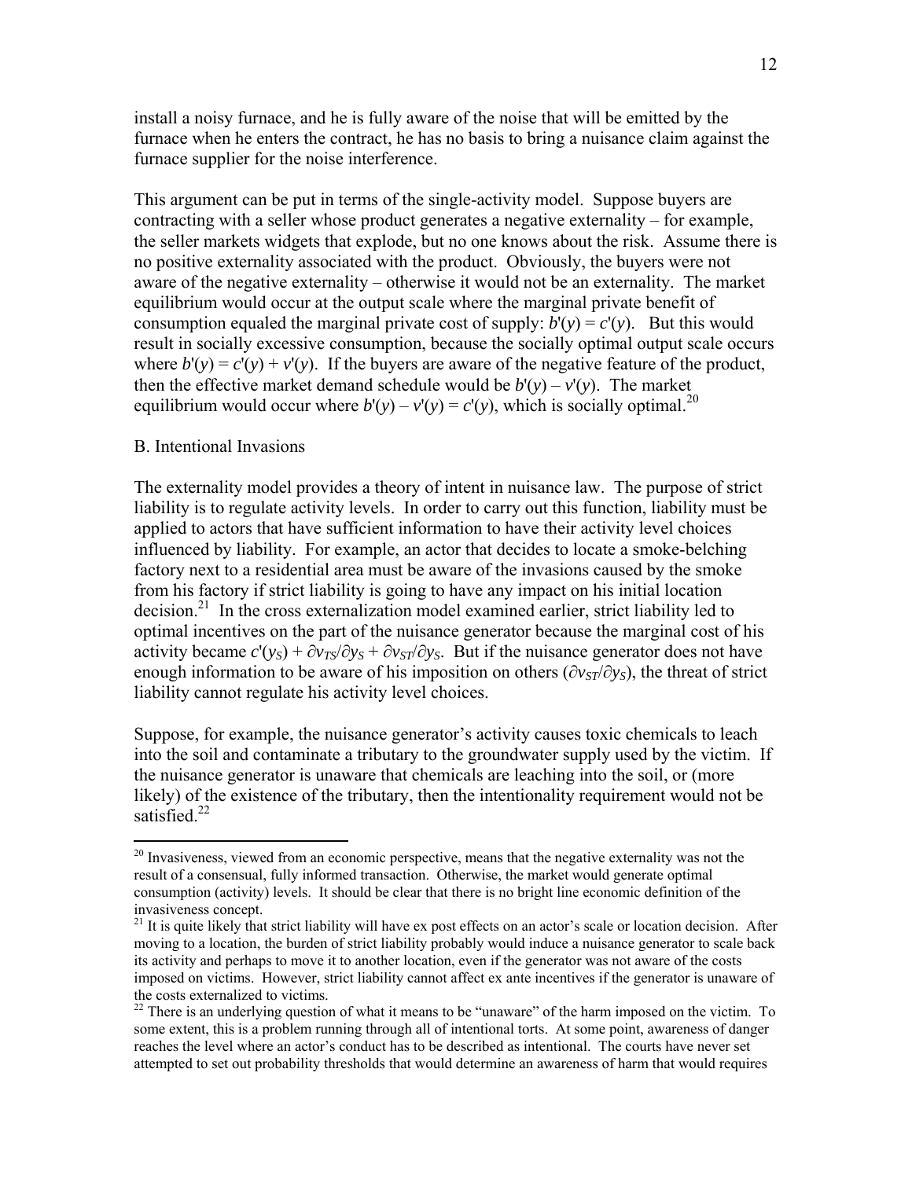install a noisy furnace, and he is fully aware of the noise that will be emitted by the furnace when he enters the contract, he has no basis to bring a nuisance claim against the furnace supplier for the noise interference.

This argument can be put in terms of the single-activity model. Suppose buyers are contracting with a seller whose product generates a negative externality – for example, the seller markets widgets that explode, but no one knows about the risk. Assume there is no positive externality associated with the product. Obviously, the buyers were not aware of the negative externality – otherwise it would not be an externality. The market equilibrium would occur at the output scale where the marginal private benefit of consumption equaled the marginal private cost of supply: $b'(y) = c'(y)$. But this would result in socially excessive consumption, because the socially optimal output scale occurs where $b'(y) = c'(y) + v'(y)$. If the buyers are aware of the negative feature of the product, then the effective market demand schedule would be $b'(y) - v'(y)$. The market equilibrium would occur where $b'(y) - v'(y) = c'(y)$, which is socially optimal.[20]

B. Intentional Invasions

The externality model provides a theory of intent in nuisance law. The purpose of strict liability is to regulate activity levels. In order to carry out this function, liability must be applied to actors that have sufficient information to have their activity level choices influenced by liability. For example, an actor that decides to locate a smoke-belching factory next to a residential area must be aware of the invasions caused by the smoke from his factory if strict liability is going to have any impact on his initial location decision.[21] In the cross externalization model examined earlier, strict liability led to optimal incentives on the part of the nuisance generator because the marginal cost of his activity became $c'(y_S) + \partial v_{TS}/\partial y_S + \partial v_{ST}/\partial y_S$. But if the nuisance generator does not have enough information to be aware of his imposition on others ($\partial v_{ST}/\partial y_S$), the threat of strict liability cannot regulate his activity level choices.

Suppose, for example, the nuisance generator's activity causes toxic chemicals to leach into the soil and contaminate a tributary to the groundwater supply used by the victim. If the nuisance generator is unaware that chemicals are leaching into the soil, or (more likely) of the existence of the tributary, then the intentionality requirement would not be satisfied.[22]

---

[20] Invasiveness, viewed from an economic perspective, means that the negative externality was not the result of a consensual, fully informed transaction. Otherwise, the market would generate optimal consumption (activity) levels. It should be clear that there is no bright line economic definition of the invasiveness concept.

[21] It is quite likely that strict liability will have ex post effects on an actor's scale or location decision. After moving to a location, the burden of strict liability probably would induce a nuisance generator to scale back its activity and perhaps to move it to another location, even if the generator was not aware of the costs imposed on victims. However, strict liability cannot affect ex ante incentives if the generator is unaware of the costs externalized to victims.

[22] There is an underlying question of what it means to be "unaware" of the harm imposed on the victim. To some extent, this is a problem running through all of intentional torts. At some point, awareness of danger reaches the level where an actor's conduct has to be described as intentional. The courts have never set attempted to set out probability thresholds that would determine an awareness of harm that would requires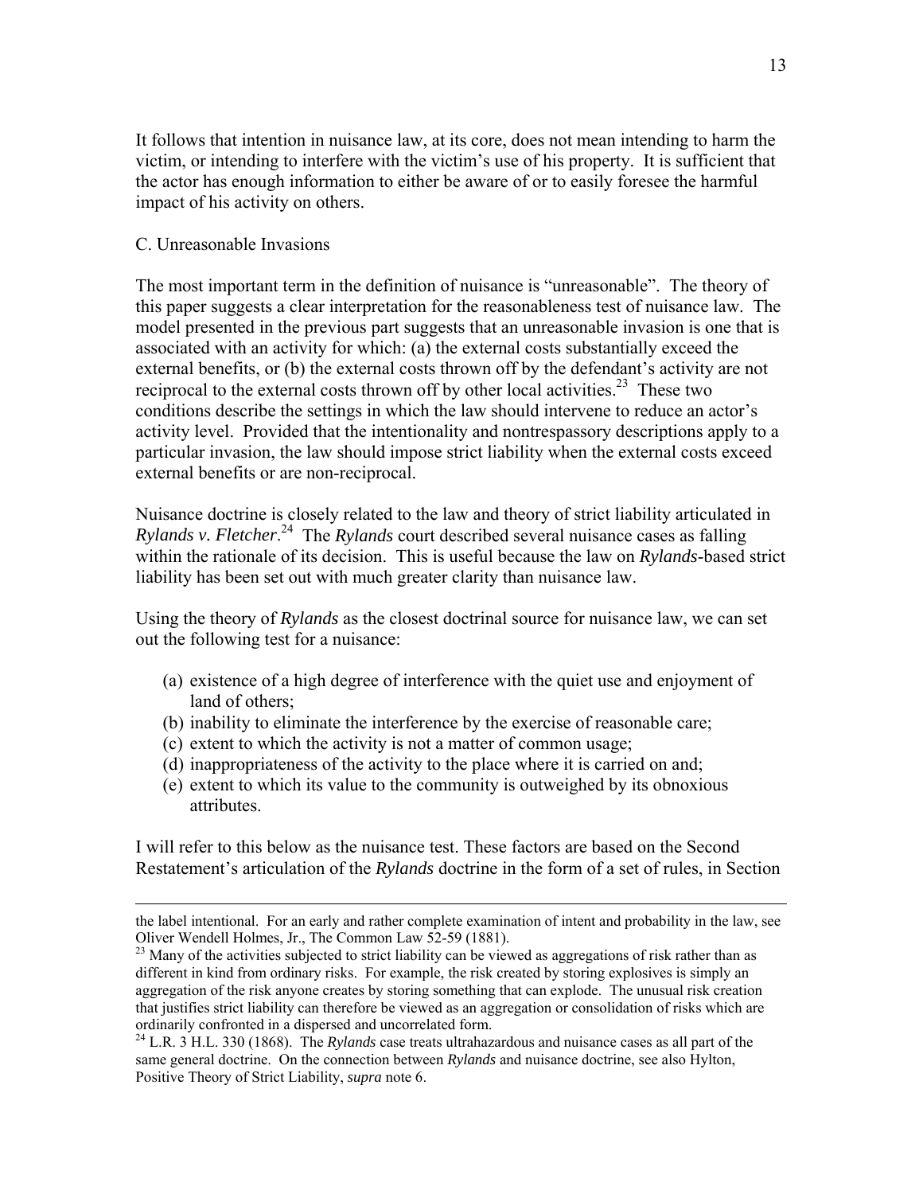It follows that intention in nuisance law, at its core, does not mean intending to harm the victim, or intending to interfere with the victim's use of his property. It is sufficient that the actor has enough information to either be aware of or to easily foresee the harmful impact of his activity on others.

### C. Unreasonable Invasions

The most important term in the definition of nuisance is "unreasonable". The theory of this paper suggests a clear interpretation for the reasonableness test of nuisance law. The model presented in the previous part suggests that an unreasonable invasion is one that is associated with an activity for which: (a) the external costs substantially exceed the external benefits, or (b) the external costs thrown off by the defendant's activity are not reciprocal to the external costs thrown off by other local activities.[23] These two conditions describe the settings in which the law should intervene to reduce an actor's activity level. Provided that the intentionality and nontrespassory descriptions apply to a particular invasion, the law should impose strict liability when the external costs exceed external benefits or are non-reciprocal.

Nuisance doctrine is closely related to the law and theory of strict liability articulated in *Rylands v. Fletcher*.[24] The *Rylands* court described several nuisance cases as falling within the rationale of its decision. This is useful because the law on *Rylands*-based strict liability has been set out with much greater clarity than nuisance law.

Using the theory of *Rylands* as the closest doctrinal source for nuisance law, we can set out the following test for a nuisance:

(a) existence of a high degree of interference with the quiet use and enjoyment of land of others;
(b) inability to eliminate the interference by the exercise of reasonable care;
(c) extent to which the activity is not a matter of common usage;
(d) inappropriateness of the activity to the place where it is carried on and;
(e) extent to which its value to the community is outweighed by its obnoxious attributes.

I will refer to this below as the nuisance test. These factors are based on the Second Restatement's articulation of the *Rylands* doctrine in the form of a set of rules, in Section

---

the label intentional. For an early and rather complete examination of intent and probability in the law, see Oliver Wendell Holmes, Jr., The Common Law 52-59 (1881).

[23] Many of the activities subjected to strict liability can be viewed as aggregations of risk rather than as different in kind from ordinary risks. For example, the risk created by storing explosives is simply an aggregation of the risk anyone creates by storing something that can explode. The unusual risk creation that justifies strict liability can therefore be viewed as an aggregation or consolidation of risks which are ordinarily confronted in a dispersed and uncorrelated form.

[24] L.R. 3 H.L. 330 (1868). The *Rylands* case treats ultrahazardous and nuisance cases as all part of the same general doctrine. On the connection between *Rylands* and nuisance doctrine, see also Hylton, Positive Theory of Strict Liability, *supra* note 6.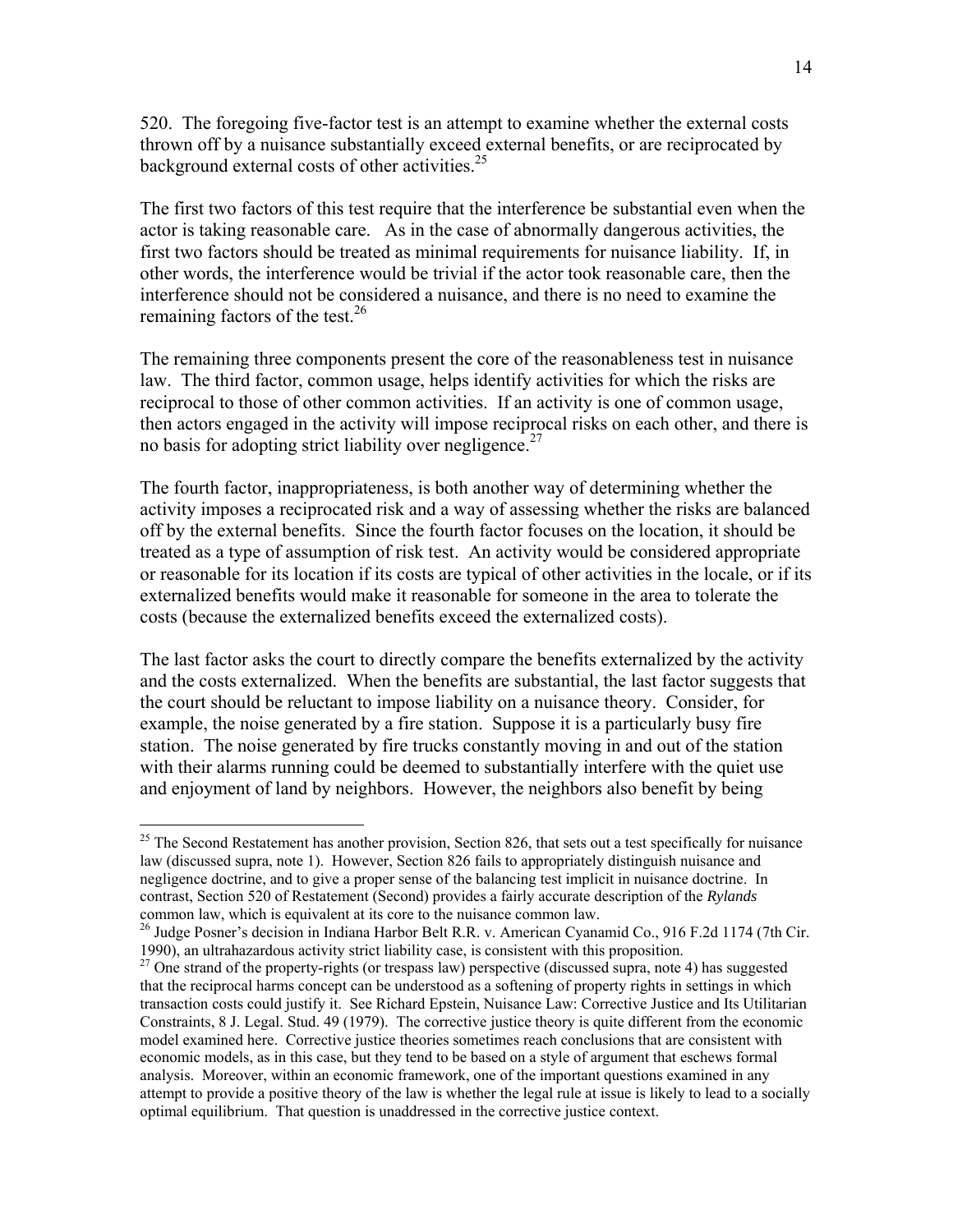520. The foregoing five-factor test is an attempt to examine whether the external costs thrown off by a nuisance substantially exceed external benefits, or are reciprocated by background external costs of other activities.[25]

The first two factors of this test require that the interference be substantial even when the actor is taking reasonable care. As in the case of abnormally dangerous activities, the first two factors should be treated as minimal requirements for nuisance liability. If, in other words, the interference would be trivial if the actor took reasonable care, then the interference should not be considered a nuisance, and there is no need to examine the remaining factors of the test.[26]

The remaining three components present the core of the reasonableness test in nuisance law. The third factor, common usage, helps identify activities for which the risks are reciprocal to those of other common activities. If an activity is one of common usage, then actors engaged in the activity will impose reciprocal risks on each other, and there is no basis for adopting strict liability over negligence.[27]

The fourth factor, inappropriateness, is both another way of determining whether the activity imposes a reciprocated risk and a way of assessing whether the risks are balanced off by the external benefits. Since the fourth factor focuses on the location, it should be treated as a type of assumption of risk test. An activity would be considered appropriate or reasonable for its location if its costs are typical of other activities in the locale, or if its externalized benefits would make it reasonable for someone in the area to tolerate the costs (because the externalized benefits exceed the externalized costs).

The last factor asks the court to directly compare the benefits externalized by the activity and the costs externalized. When the benefits are substantial, the last factor suggests that the court should be reluctant to impose liability on a nuisance theory. Consider, for example, the noise generated by a fire station. Suppose it is a particularly busy fire station. The noise generated by fire trucks constantly moving in and out of the station with their alarms running could be deemed to substantially interfere with the quiet use and enjoyment of land by neighbors. However, the neighbors also benefit by being

---

[25] The Second Restatement has another provision, Section 826, that sets out a test specifically for nuisance law (discussed supra, note 1). However, Section 826 fails to appropriately distinguish nuisance and negligence doctrine, and to give a proper sense of the balancing test implicit in nuisance doctrine. In contrast, Section 520 of Restatement (Second) provides a fairly accurate description of the *Rylands* common law, which is equivalent at its core to the nuisance common law.

[26] Judge Posner's decision in Indiana Harbor Belt R.R. v. American Cyanamid Co., 916 F.2d 1174 (7th Cir. 1990), an ultrahazardous activity strict liability case, is consistent with this proposition.

[27] One strand of the property-rights (or trespass law) perspective (discussed supra, note 4) has suggested that the reciprocal harms concept can be understood as a softening of property rights in settings in which transaction costs could justify it. See Richard Epstein, Nuisance Law: Corrective Justice and Its Utilitarian Constraints, 8 J. Legal. Stud. 49 (1979). The corrective justice theory is quite different from the economic model examined here. Corrective justice theories sometimes reach conclusions that are consistent with economic models, as in this case, but they tend to be based on a style of argument that eschews formal analysis. Moreover, within an economic framework, one of the important questions examined in any attempt to provide a positive theory of the law is whether the legal rule at issue is likely to lead to a socially optimal equilibrium. That question is unaddressed in the corrective justice context.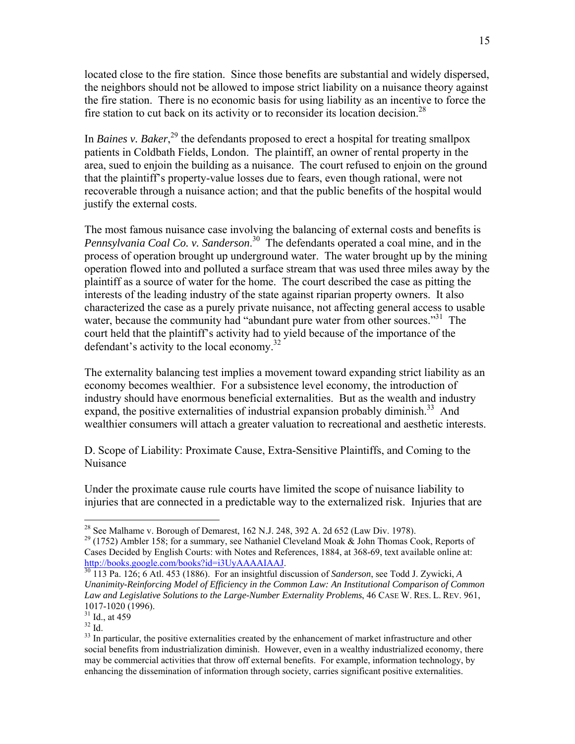located close to the fire station. Since those benefits are substantial and widely dispersed, the neighbors should not be allowed to impose strict liability on a nuisance theory against the fire station. There is no economic basis for using liability as an incentive to force the fire station to cut back on its activity or to reconsider its location decision.[28]

In *Baines v. Baker*,[29] the defendants proposed to erect a hospital for treating smallpox patients in Coldbath Fields, London. The plaintiff, an owner of rental property in the area, sued to enjoin the building as a nuisance. The court refused to enjoin on the ground that the plaintiff's property-value losses due to fears, even though rational, were not recoverable through a nuisance action; and that the public benefits of the hospital would justify the external costs.

The most famous nuisance case involving the balancing of external costs and benefits is *Pennsylvania Coal Co. v. Sanderson*.[30] The defendants operated a coal mine, and in the process of operation brought up underground water. The water brought up by the mining operation flowed into and polluted a surface stream that was used three miles away by the plaintiff as a source of water for the home. The court described the case as pitting the interests of the leading industry of the state against riparian property owners. It also characterized the case as a purely private nuisance, not affecting general access to usable water, because the community had "abundant pure water from other sources."[31] The court held that the plaintiff's activity had to yield because of the importance of the defendant's activity to the local economy.[32]

The externality balancing test implies a movement toward expanding strict liability as an economy becomes wealthier. For a subsistence level economy, the introduction of industry should have enormous beneficial externalities. But as the wealth and industry expand, the positive externalities of industrial expansion probably diminish.[33] And wealthier consumers will attach a greater valuation to recreational and aesthetic interests.

D. Scope of Liability: Proximate Cause, Extra-Sensitive Plaintiffs, and Coming to the Nuisance

Under the proximate cause rule courts have limited the scope of nuisance liability to injuries that are connected in a predictable way to the externalized risk. Injuries that are

---

[28] See Malhame v. Borough of Demarest, 162 N.J. 248, 392 A. 2d 652 (Law Div. 1978).

[29] (1752) Ambler 158; for a summary, see Nathaniel Cleveland Moak & John Thomas Cook, Reports of Cases Decided by English Courts: with Notes and References, 1884, at 368-69, text available online at: http://books.google.com/books?id=i3UyAAAAIAAJ.

[30] 113 Pa. 126; 6 Atl. 453 (1886). For an insightful discussion of *Sanderson*, see Todd J. Zywicki, *A Unanimity-Reinforcing Model of Efficiency in the Common Law: An Institutional Comparison of Common Law and Legislative Solutions to the Large-Number Externality Problems*, 46 CASE W. RES. L. REV. 961, 1017-1020 (1996).

[31] Id., at 459

[32] Id.

[33] In particular, the positive externalities created by the enhancement of market infrastructure and other social benefits from industrialization diminish. However, even in a wealthy industrialized economy, there may be commercial activities that throw off external benefits. For example, information technology, by enhancing the dissemination of information through society, carries significant positive externalities.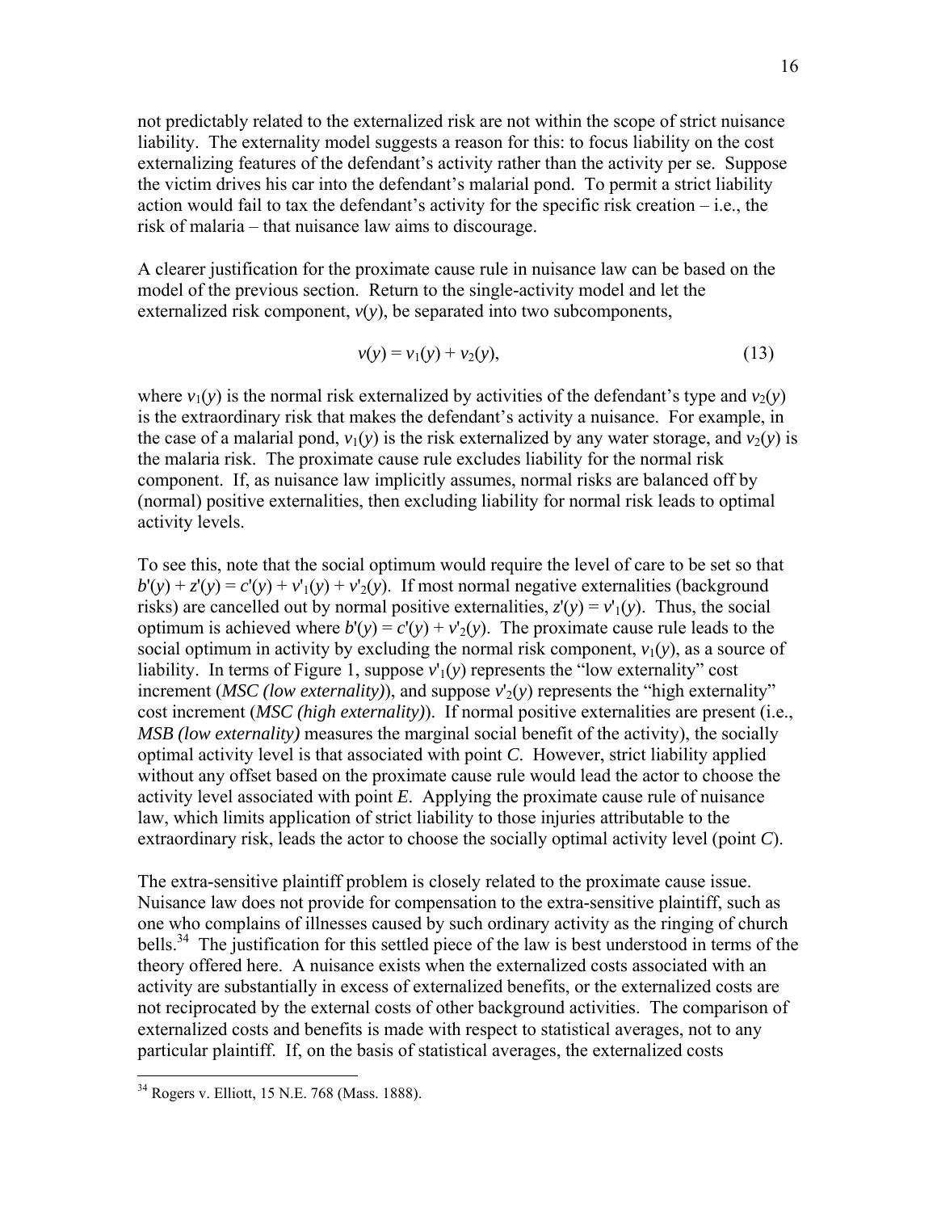not predictably related to the externalized risk are not within the scope of strict nuisance liability. The externality model suggests a reason for this: to focus liability on the cost externalizing features of the defendant's activity rather than the activity per se. Suppose the victim drives his car into the defendant's malarial pond. To permit a strict liability action would fail to tax the defendant's activity for the specific risk creation – i.e., the risk of malaria – that nuisance law aims to discourage.

A clearer justification for the proximate cause rule in nuisance law can be based on the model of the previous section. Return to the single-activity model and let the externalized risk component, $v(y)$, be separated into two subcomponents,

$$v(y) = v_1(y) + v_2(y), \tag{13}$$

where $v_1(y)$ is the normal risk externalized by activities of the defendant's type and $v_2(y)$ is the extraordinary risk that makes the defendant's activity a nuisance. For example, in the case of a malarial pond, $v_1(y)$ is the risk externalized by any water storage, and $v_2(y)$ is the malaria risk. The proximate cause rule excludes liability for the normal risk component. If, as nuisance law implicitly assumes, normal risks are balanced off by (normal) positive externalities, then excluding liability for normal risk leads to optimal activity levels.

To see this, note that the social optimum would require the level of care to be set so that $b'(y) + z'(y) = c'(y) + v'_1(y) + v'_2(y)$. If most normal negative externalities (background risks) are cancelled out by normal positive externalities, $z'(y) = v'_1(y)$. Thus, the social optimum is achieved where $b'(y) = c'(y) + v'_2(y)$. The proximate cause rule leads to the social optimum in activity by excluding the normal risk component, $v_1(y)$, as a source of liability. In terms of Figure 1, suppose $v'_1(y)$ represents the "low externality" cost increment (*MSC (low externality)*), and suppose $v'_2(y)$ represents the "high externality" cost increment (*MSC (high externality)*). If normal positive externalities are present (i.e., *MSB (low externality)* measures the marginal social benefit of the activity), the socially optimal activity level is that associated with point *C*. However, strict liability applied without any offset based on the proximate cause rule would lead the actor to choose the activity level associated with point *E*. Applying the proximate cause rule of nuisance law, which limits application of strict liability to those injuries attributable to the extraordinary risk, leads the actor to choose the socially optimal activity level (point *C*).

The extra-sensitive plaintiff problem is closely related to the proximate cause issue. Nuisance law does not provide for compensation to the extra-sensitive plaintiff, such as one who complains of illnesses caused by such ordinary activity as the ringing of church bells.[34] The justification for this settled piece of the law is best understood in terms of the theory offered here. A nuisance exists when the externalized costs associated with an activity are substantially in excess of externalized benefits, or the externalized costs are not reciprocated by the external costs of other background activities. The comparison of externalized costs and benefits is made with respect to statistical averages, not to any particular plaintiff. If, on the basis of statistical averages, the externalized costs

---

[34] Rogers v. Elliott, 15 N.E. 768 (Mass. 1888).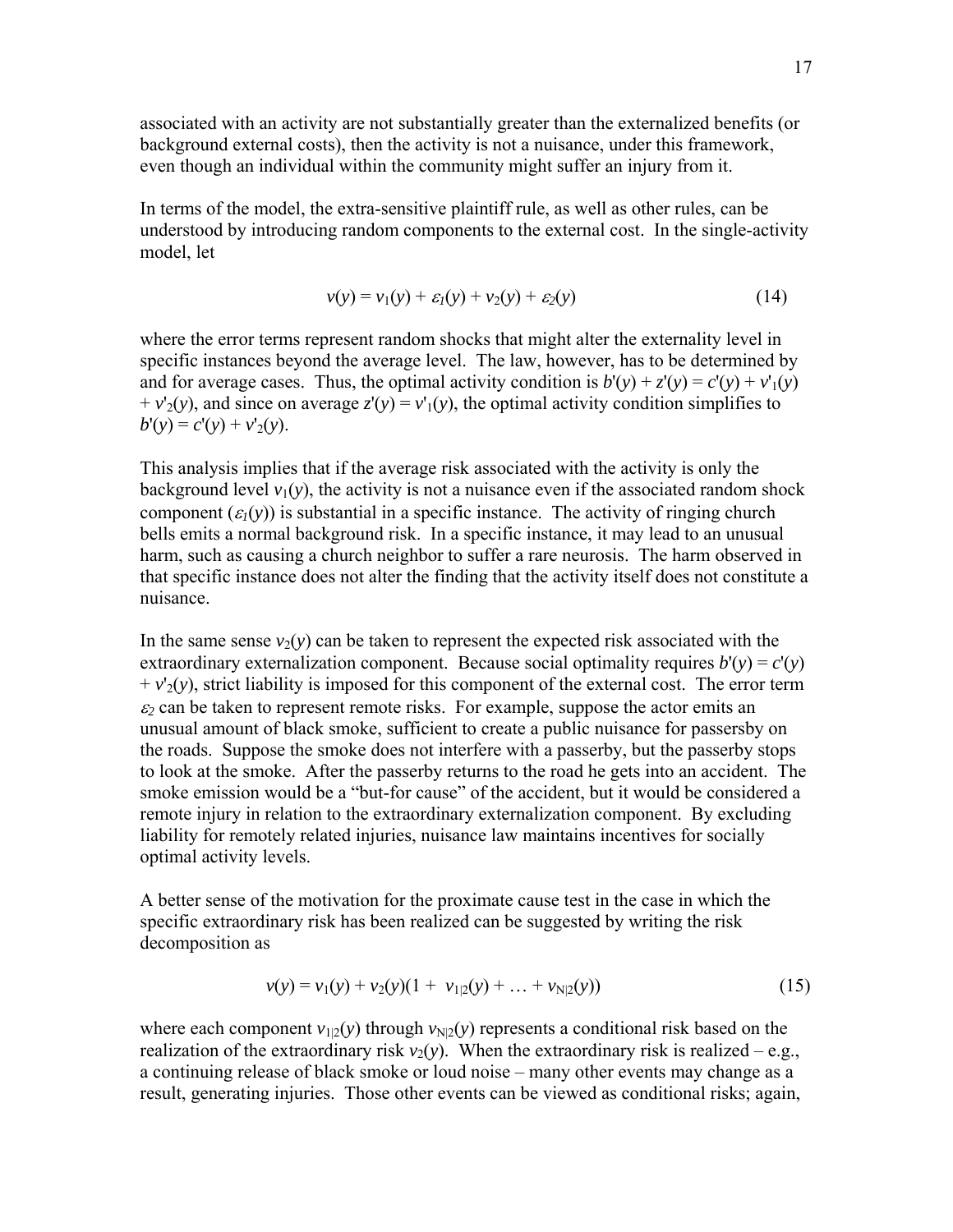associated with an activity are not substantially greater than the externalized benefits (or background external costs), then the activity is not a nuisance, under this framework, even though an individual within the community might suffer an injury from it.

In terms of the model, the extra-sensitive plaintiff rule, as well as other rules, can be understood by introducing random components to the external cost. In the single-activity model, let

$$v(y) = v_1(y) + \varepsilon_1(y) + v_2(y) + \varepsilon_2(y) \qquad (14)$$

where the error terms represent random shocks that might alter the externality level in specific instances beyond the average level. The law, however, has to be determined by and for average cases. Thus, the optimal activity condition is $b'(y) + z'(y) = c'(y) + v'_1(y) + v'_2(y)$, and since on average $z'(y) = v'_1(y)$, the optimal activity condition simplifies to $b'(y) = c'(y) + v'_2(y)$.

This analysis implies that if the average risk associated with the activity is only the background level $v_1(y)$, the activity is not a nuisance even if the associated random shock component ($\varepsilon_1(y)$) is substantial in a specific instance. The activity of ringing church bells emits a normal background risk. In a specific instance, it may lead to an unusual harm, such as causing a church neighbor to suffer a rare neurosis. The harm observed in that specific instance does not alter the finding that the activity itself does not constitute a nuisance.

In the same sense $v_2(y)$ can be taken to represent the expected risk associated with the extraordinary externalization component. Because social optimality requires $b'(y) = c'(y) + v'_2(y)$, strict liability is imposed for this component of the external cost. The error term $\varepsilon_2$ can be taken to represent remote risks. For example, suppose the actor emits an unusual amount of black smoke, sufficient to create a public nuisance for passersby on the roads. Suppose the smoke does not interfere with a passerby, but the passerby stops to look at the smoke. After the passerby returns to the road he gets into an accident. The smoke emission would be a "but-for cause" of the accident, but it would be considered a remote injury in relation to the extraordinary externalization component. By excluding liability for remotely related injuries, nuisance law maintains incentives for socially optimal activity levels.

A better sense of the motivation for the proximate cause test in the case in which the specific extraordinary risk has been realized can be suggested by writing the risk decomposition as

$$v(y) = v_1(y) + v_2(y)(1 + v_{1|2}(y) + \ldots + v_{N|2}(y)) \qquad (15)$$

where each component $v_{1|2}(y)$ through $v_{N|2}(y)$ represents a conditional risk based on the realization of the extraordinary risk $v_2(y)$. When the extraordinary risk is realized – e.g., a continuing release of black smoke or loud noise – many other events may change as a result, generating injuries. Those other events can be viewed as conditional risks; again,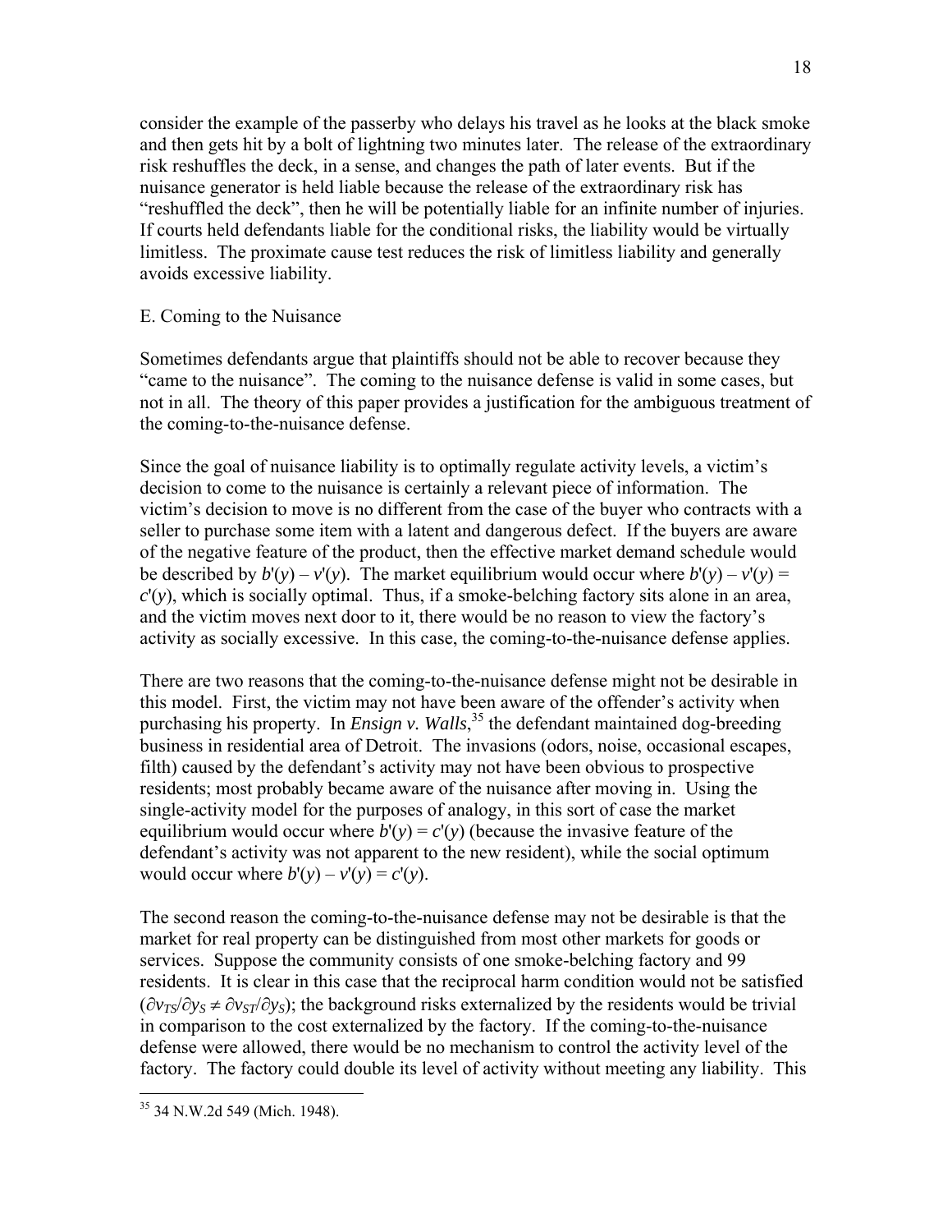consider the example of the passerby who delays his travel as he looks at the black smoke and then gets hit by a bolt of lightning two minutes later. The release of the extraordinary risk reshuffles the deck, in a sense, and changes the path of later events. But if the nuisance generator is held liable because the release of the extraordinary risk has "reshuffled the deck", then he will be potentially liable for an infinite number of injuries. If courts held defendants liable for the conditional risks, the liability would be virtually limitless. The proximate cause test reduces the risk of limitless liability and generally avoids excessive liability.

### E. Coming to the Nuisance

Sometimes defendants argue that plaintiffs should not be able to recover because they "came to the nuisance". The coming to the nuisance defense is valid in some cases, but not in all. The theory of this paper provides a justification for the ambiguous treatment of the coming-to-the-nuisance defense.

Since the goal of nuisance liability is to optimally regulate activity levels, a victim's decision to come to the nuisance is certainly a relevant piece of information. The victim's decision to move is no different from the case of the buyer who contracts with a seller to purchase some item with a latent and dangerous defect. If the buyers are aware of the negative feature of the product, then the effective market demand schedule would be described by $b'(y) – v'(y)$. The market equilibrium would occur where $b'(y) – v'(y) = c'(y)$, which is socially optimal. Thus, if a smoke-belching factory sits alone in an area, and the victim moves next door to it, there would be no reason to view the factory's activity as socially excessive. In this case, the coming-to-the-nuisance defense applies.

There are two reasons that the coming-to-the-nuisance defense might not be desirable in this model. First, the victim may not have been aware of the offender's activity when purchasing his property. In *Ensign v. Walls*,[35] the defendant maintained dog-breeding business in residential area of Detroit. The invasions (odors, noise, occasional escapes, filth) caused by the defendant's activity may not have been obvious to prospective residents; most probably became aware of the nuisance after moving in. Using the single-activity model for the purposes of analogy, in this sort of case the market equilibrium would occur where $b'(y) = c'(y)$ (because the invasive feature of the defendant's activity was not apparent to the new resident), while the social optimum would occur where $b'(y) – v'(y) = c'(y)$.

The second reason the coming-to-the-nuisance defense may not be desirable is that the market for real property can be distinguished from most other markets for goods or services. Suppose the community consists of one smoke-belching factory and 99 residents. It is clear in this case that the reciprocal harm condition would not be satisfied ($\partial v_{TS}/\partial y_S \neq \partial v_{ST}/\partial y_S$); the background risks externalized by the residents would be trivial in comparison to the cost externalized by the factory. If the coming-to-the-nuisance defense were allowed, there would be no mechanism to control the activity level of the factory. The factory could double its level of activity without meeting any liability. This

[35] 34 N.W.2d 549 (Mich. 1948).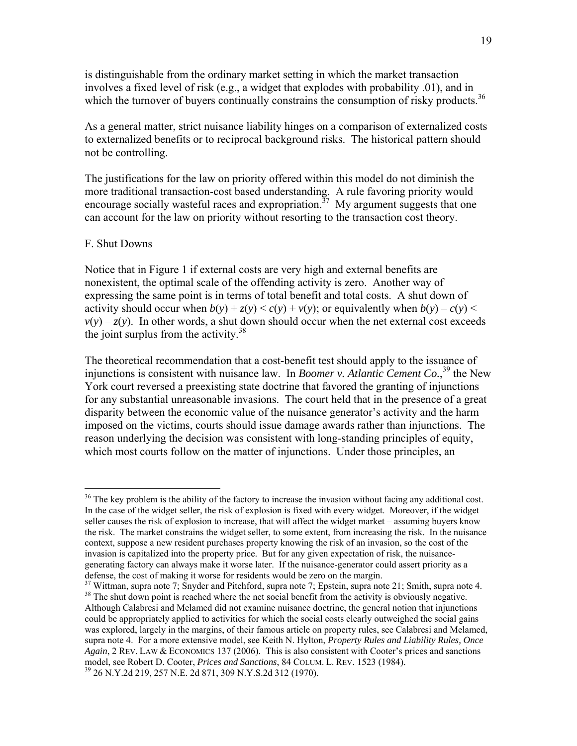is distinguishable from the ordinary market setting in which the market transaction involves a fixed level of risk (e.g., a widget that explodes with probability .01), and in which the turnover of buyers continually constrains the consumption of risky products.[36]

As a general matter, strict nuisance liability hinges on a comparison of externalized costs to externalized benefits or to reciprocal background risks. The historical pattern should not be controlling.

The justifications for the law on priority offered within this model do not diminish the more traditional transaction-cost based understanding. A rule favoring priority would encourage socially wasteful races and expropriation.[37] My argument suggests that one can account for the law on priority without resorting to the transaction cost theory.

F. Shut Downs

Notice that in Figure 1 if external costs are very high and external benefits are nonexistent, the optimal scale of the offending activity is zero. Another way of expressing the same point is in terms of total benefit and total costs. A shut down of activity should occur when $b(y) + z(y) < c(y) + v(y)$; or equivalently when $b(y) - c(y) < v(y) - z(y)$. In other words, a shut down should occur when the net external cost exceeds the joint surplus from the activity.[38]

The theoretical recommendation that a cost-benefit test should apply to the issuance of injunctions is consistent with nuisance law. In *Boomer v. Atlantic Cement Co.*,[39] the New York court reversed a preexisting state doctrine that favored the granting of injunctions for any substantial unreasonable invasions. The court held that in the presence of a great disparity between the economic value of the nuisance generator's activity and the harm imposed on the victims, courts should issue damage awards rather than injunctions. The reason underlying the decision was consistent with long-standing principles of equity, which most courts follow on the matter of injunctions. Under those principles, an

---

[36] The key problem is the ability of the factory to increase the invasion without facing any additional cost. In the case of the widget seller, the risk of explosion is fixed with every widget. Moreover, if the widget seller causes the risk of explosion to increase, that will affect the widget market – assuming buyers know the risk. The market constrains the widget seller, to some extent, from increasing the risk. In the nuisance context, suppose a new resident purchases property knowing the risk of an invasion, so the cost of the invasion is capitalized into the property price. But for any given expectation of risk, the nuisance-generating factory can always make it worse later. If the nuisance-generator could assert priority as a defense, the cost of making it worse for residents would be zero on the margin.

[37] Wittman, supra note 7; Snyder and Pitchford, supra note 7; Epstein, supra note 21; Smith, supra note 4.

[38] The shut down point is reached where the net social benefit from the activity is obviously negative. Although Calabresi and Melamed did not examine nuisance doctrine, the general notion that injunctions could be appropriately applied to activities for which the social costs clearly outweighed the social gains was explored, largely in the margins, of their famous article on property rules, see Calabresi and Melamed, supra note 4. For a more extensive model, see Keith N. Hylton, *Property Rules and Liability Rules, Once Again*, 2 REV. LAW & ECONOMICS 137 (2006). This is also consistent with Cooter's prices and sanctions model, see Robert D. Cooter, *Prices and Sanctions*, 84 COLUM. L. REV. 1523 (1984).

[39] 26 N.Y.2d 219, 257 N.E. 2d 871, 309 N.Y.S.2d 312 (1970).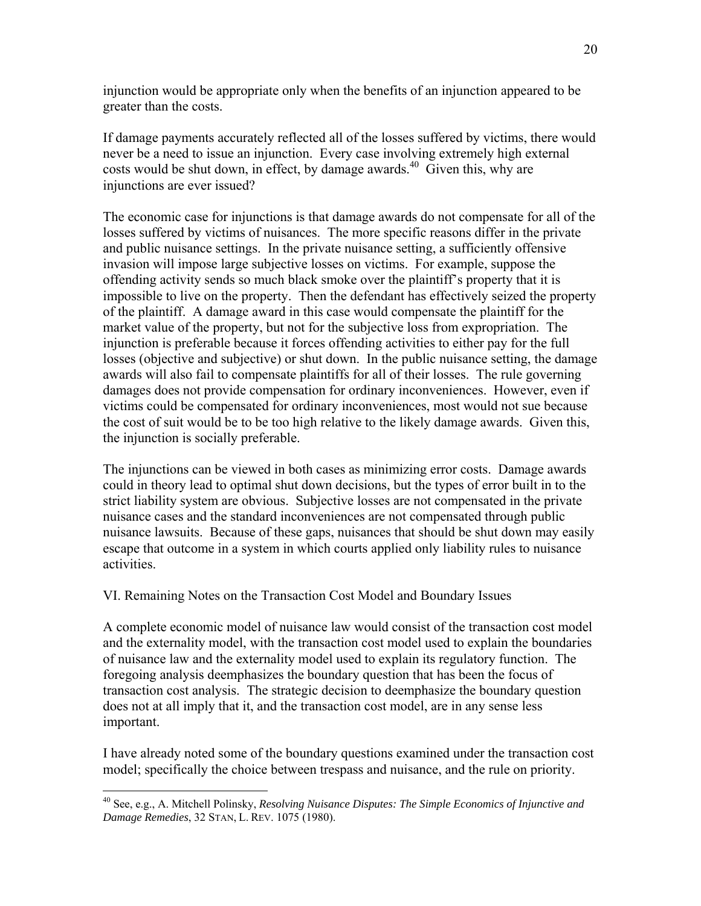injunction would be appropriate only when the benefits of an injunction appeared to be greater than the costs.

If damage payments accurately reflected all of the losses suffered by victims, there would never be a need to issue an injunction. Every case involving extremely high external costs would be shut down, in effect, by damage awards.[40] Given this, why are injunctions are ever issued?

The economic case for injunctions is that damage awards do not compensate for all of the losses suffered by victims of nuisances. The more specific reasons differ in the private and public nuisance settings. In the private nuisance setting, a sufficiently offensive invasion will impose large subjective losses on victims. For example, suppose the offending activity sends so much black smoke over the plaintiff's property that it is impossible to live on the property. Then the defendant has effectively seized the property of the plaintiff. A damage award in this case would compensate the plaintiff for the market value of the property, but not for the subjective loss from expropriation. The injunction is preferable because it forces offending activities to either pay for the full losses (objective and subjective) or shut down. In the public nuisance setting, the damage awards will also fail to compensate plaintiffs for all of their losses. The rule governing damages does not provide compensation for ordinary inconveniences. However, even if victims could be compensated for ordinary inconveniences, most would not sue because the cost of suit would be to be too high relative to the likely damage awards. Given this, the injunction is socially preferable.

The injunctions can be viewed in both cases as minimizing error costs. Damage awards could in theory lead to optimal shut down decisions, but the types of error built in to the strict liability system are obvious. Subjective losses are not compensated in the private nuisance cases and the standard inconveniences are not compensated through public nuisance lawsuits. Because of these gaps, nuisances that should be shut down may easily escape that outcome in a system in which courts applied only liability rules to nuisance activities.

## VI. Remaining Notes on the Transaction Cost Model and Boundary Issues

A complete economic model of nuisance law would consist of the transaction cost model and the externality model, with the transaction cost model used to explain the boundaries of nuisance law and the externality model used to explain its regulatory function. The foregoing analysis deemphasizes the boundary question that has been the focus of transaction cost analysis. The strategic decision to deemphasize the boundary question does not at all imply that it, and the transaction cost model, are in any sense less important.

I have already noted some of the boundary questions examined under the transaction cost model; specifically the choice between trespass and nuisance, and the rule on priority.

---

[40] See, e.g., A. Mitchell Polinsky, *Resolving Nuisance Disputes: The Simple Economics of Injunctive and Damage Remedies*, 32 STAN, L. REV. 1075 (1980).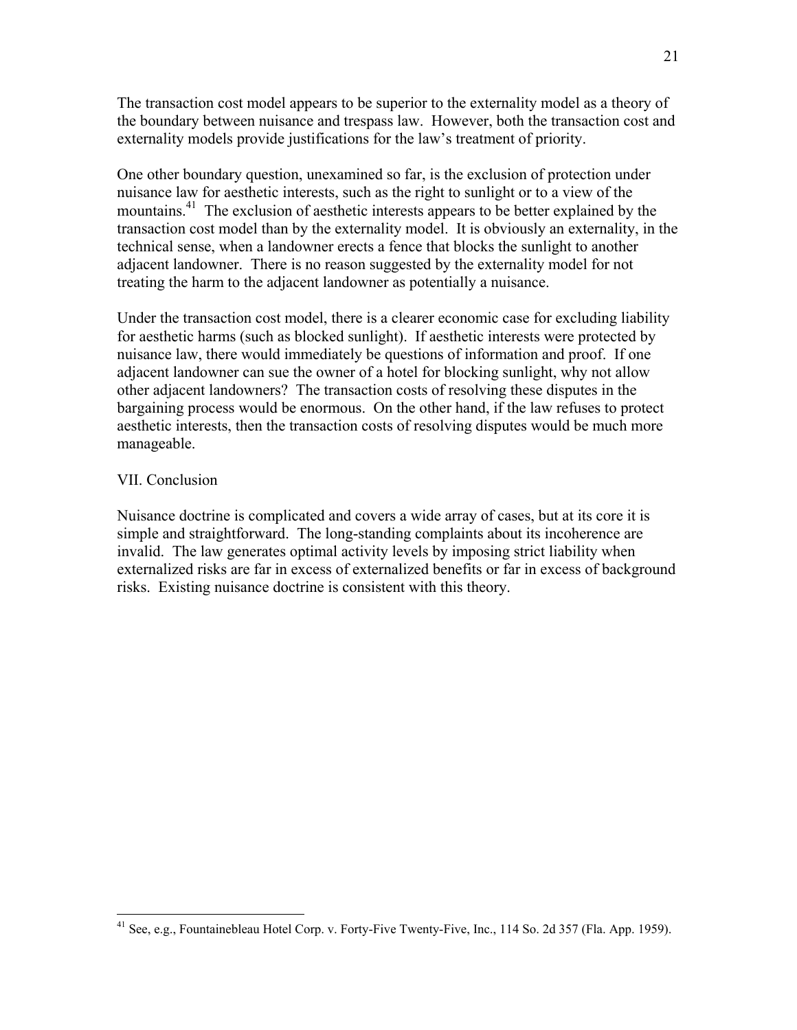The transaction cost model appears to be superior to the externality model as a theory of the boundary between nuisance and trespass law. However, both the transaction cost and externality models provide justifications for the law's treatment of priority.

One other boundary question, unexamined so far, is the exclusion of protection under nuisance law for aesthetic interests, such as the right to sunlight or to a view of the mountains.[41] The exclusion of aesthetic interests appears to be better explained by the transaction cost model than by the externality model. It is obviously an externality, in the technical sense, when a landowner erects a fence that blocks the sunlight to another adjacent landowner. There is no reason suggested by the externality model for not treating the harm to the adjacent landowner as potentially a nuisance.

Under the transaction cost model, there is a clearer economic case for excluding liability for aesthetic harms (such as blocked sunlight). If aesthetic interests were protected by nuisance law, there would immediately be questions of information and proof. If one adjacent landowner can sue the owner of a hotel for blocking sunlight, why not allow other adjacent landowners? The transaction costs of resolving these disputes in the bargaining process would be enormous. On the other hand, if the law refuses to protect aesthetic interests, then the transaction costs of resolving disputes would be much more manageable.

## VII. Conclusion

Nuisance doctrine is complicated and covers a wide array of cases, but at its core it is simple and straightforward. The long-standing complaints about its incoherence are invalid. The law generates optimal activity levels by imposing strict liability when externalized risks are far in excess of externalized benefits or far in excess of background risks. Existing nuisance doctrine is consistent with this theory.

---

[41] See, e.g., Fountainebleau Hotel Corp. v. Forty-Five Twenty-Five, Inc., 114 So. 2d 357 (Fla. App. 1959).